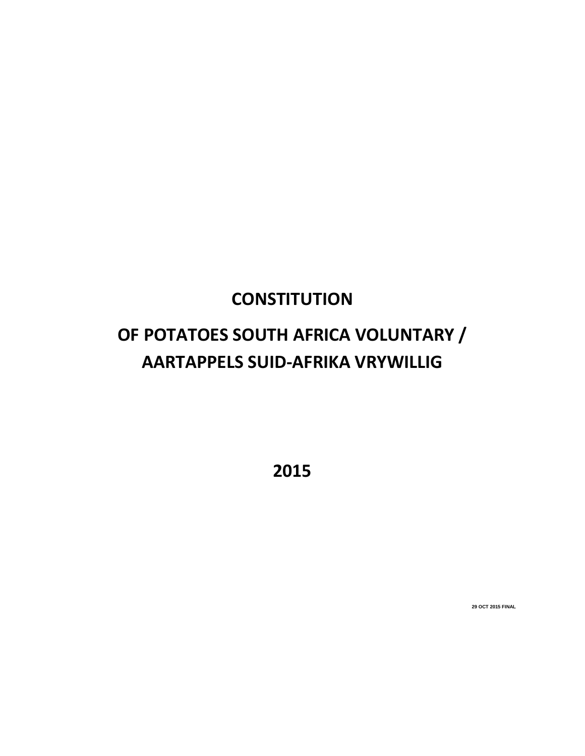# CONSTITUTION

# OF POTATOES SOUTH AFRICA VOLUNTARY / AARTAPPELS SUID-AFRIKA VRYWILLIG

# 2015

29 OCT 2015 FINAL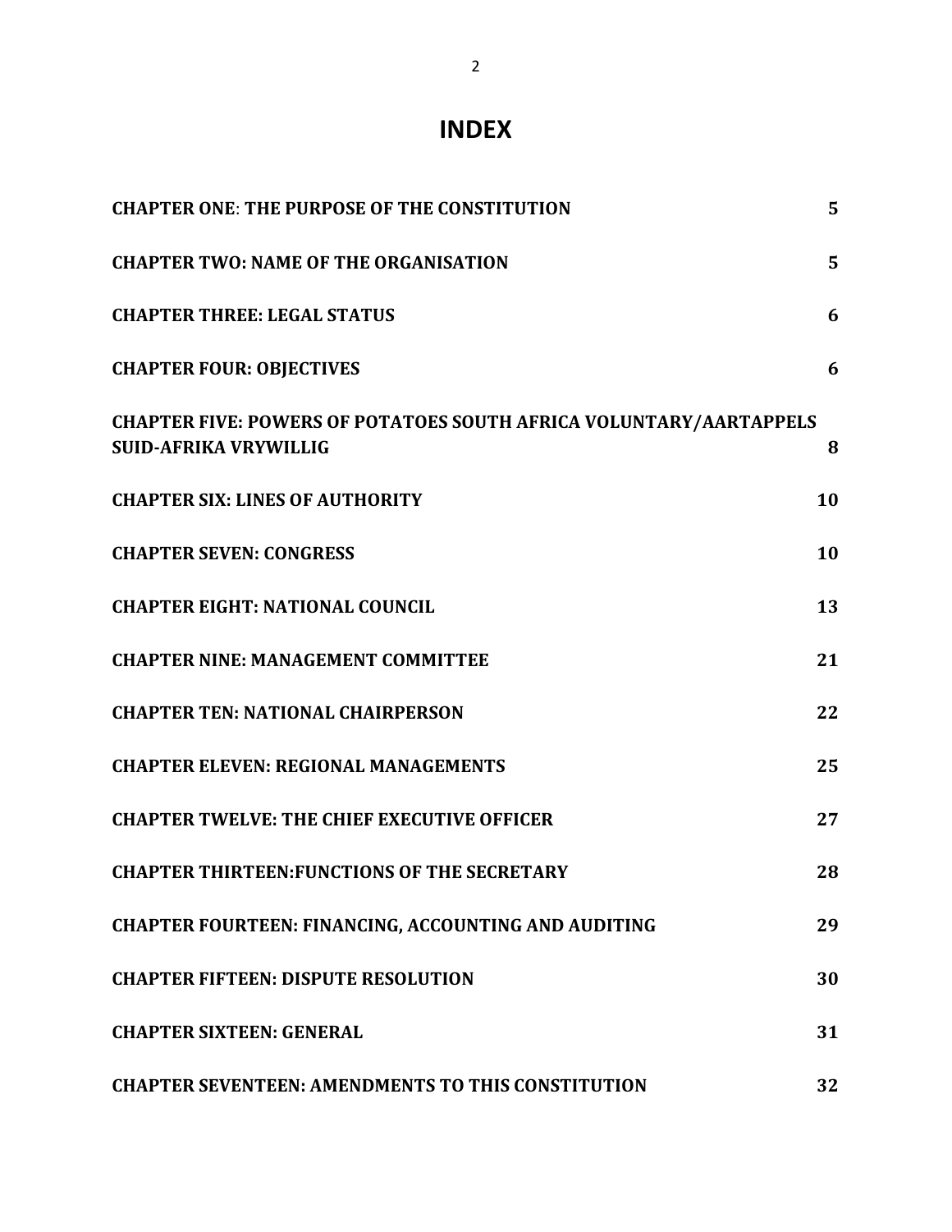# INDEX

| | |
|---|---|
| **CHAPTER ONE: THE PURPOSE OF THE CONSTITUTION** | **5** |
| **CHAPTER TWO: NAME OF THE ORGANISATION** | **5** |
| **CHAPTER THREE: LEGAL STATUS** | **6** |
| **CHAPTER FOUR: OBJECTIVES** | **6** |
| **CHAPTER FIVE: POWERS OF POTATOES SOUTH AFRICA VOLUNTARY/AARTAPPELS SUID-AFRIKA VRYWILLIG** | **8** |
| **CHAPTER SIX: LINES OF AUTHORITY** | **10** |
| **CHAPTER SEVEN: CONGRESS** | **10** |
| **CHAPTER EIGHT: NATIONAL COUNCIL** | **13** |
| **CHAPTER NINE: MANAGEMENT COMMITTEE** | **21** |
| **CHAPTER TEN: NATIONAL CHAIRPERSON** | **22** |
| **CHAPTER ELEVEN: REGIONAL MANAGEMENTS** | **25** |
| **CHAPTER TWELVE: THE CHIEF EXECUTIVE OFFICER** | **27** |
| **CHAPTER THIRTEEN:FUNCTIONS OF THE SECRETARY** | **28** |
| **CHAPTER FOURTEEN: FINANCING, ACCOUNTING AND AUDITING** | **29** |
| **CHAPTER FIFTEEN: DISPUTE RESOLUTION** | **30** |
| **CHAPTER SIXTEEN: GENERAL** | **31** |
| **CHAPTER SEVENTEEN: AMENDMENTS TO THIS CONSTITUTION** | **32** |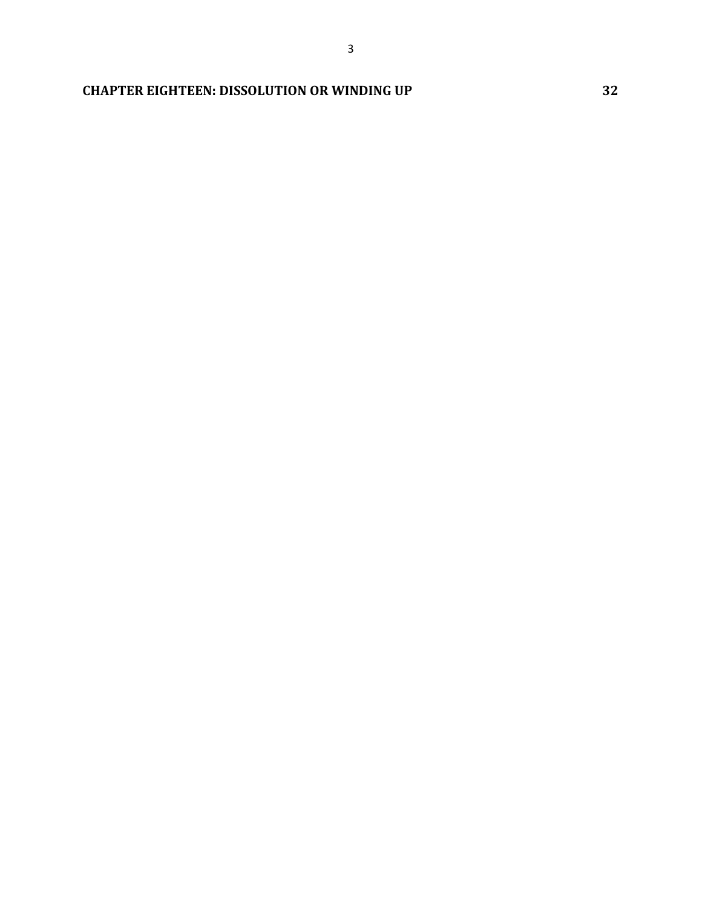**CHAPTER EIGHTEEN: DISSOLUTION OR WINDING UP** 32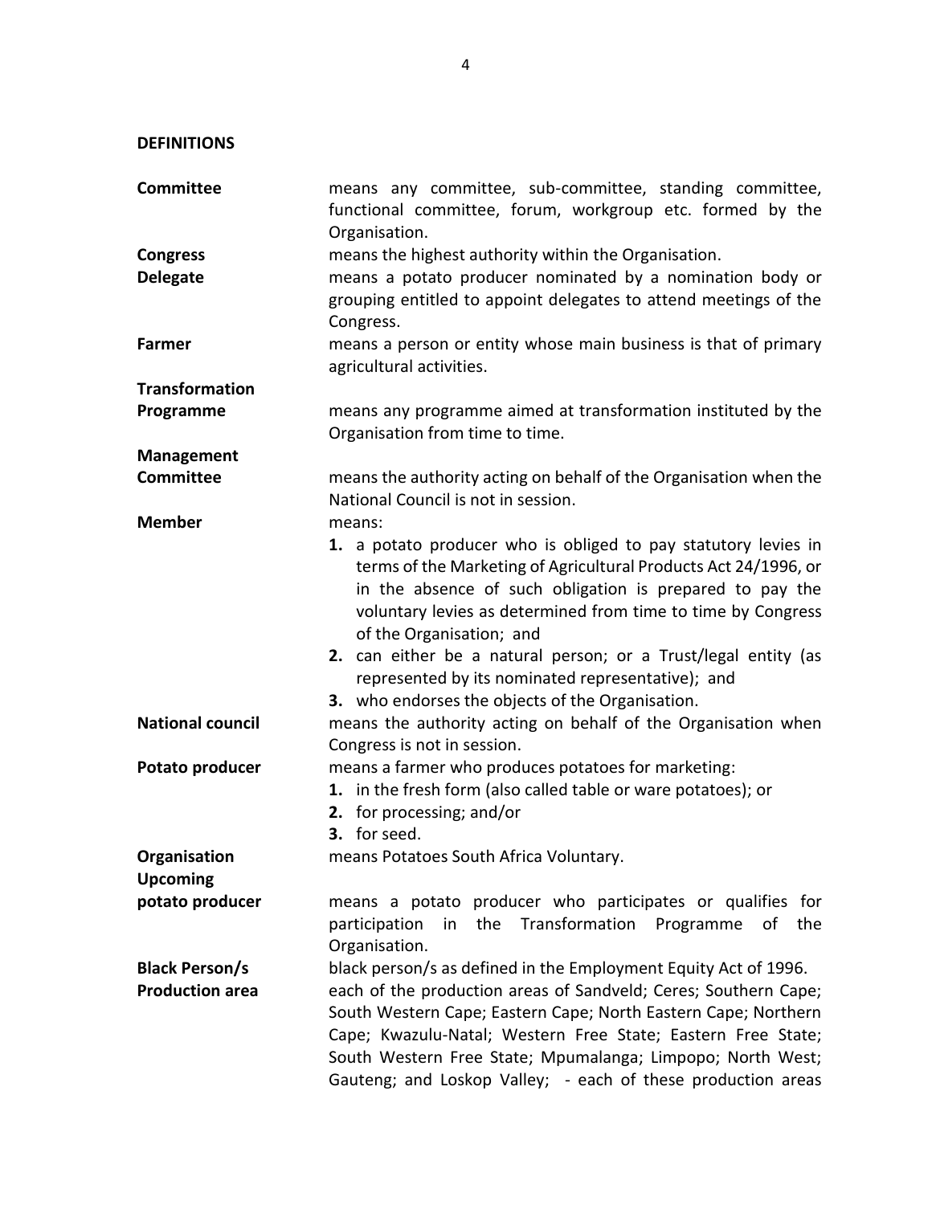## DEFINITIONS

**Committee** means any committee, sub-committee, standing committee, functional committee, forum, workgroup etc. formed by the Organisation.

**Congress** means the highest authority within the Organisation.

**Delegate** means a potato producer nominated by a nomination body or grouping entitled to appoint delegates to attend meetings of the Congress.

**Farmer** means a person or entity whose main business is that of primary agricultural activities.

**Transformation Programme** means any programme aimed at transformation instituted by the Organisation from time to time.

**Management Committee** means the authority acting on behalf of the Organisation when the National Council is not in session.

**Member** means:

1. a potato producer who is obliged to pay statutory levies in terms of the Marketing of Agricultural Products Act 24/1996, or in the absence of such obligation is prepared to pay the voluntary levies as determined from time to time by Congress of the Organisation; and
2. can either be a natural person; or a Trust/legal entity (as represented by its nominated representative); and
3. who endorses the objects of the Organisation.

**National council** means the authority acting on behalf of the Organisation when Congress is not in session.

**Potato producer** means a farmer who produces potatoes for marketing:

1. in the fresh form (also called table or ware potatoes); or
2. for processing; and/or
3. for seed.

**Organisation** means Potatoes South Africa Voluntary.

**Upcoming potato producer** means a potato producer who participates or qualifies for participation in the Transformation Programme of the Organisation.

**Black Person/s** black person/s as defined in the Employment Equity Act of 1996.

**Production area** each of the production areas of Sandveld; Ceres; Southern Cape; South Western Cape; Eastern Cape; North Eastern Cape; Northern Cape; Kwazulu-Natal; Western Free State; Eastern Free State; South Western Free State; Mpumalanga; Limpopo; North West; Gauteng; and Loskop Valley; - each of these production areas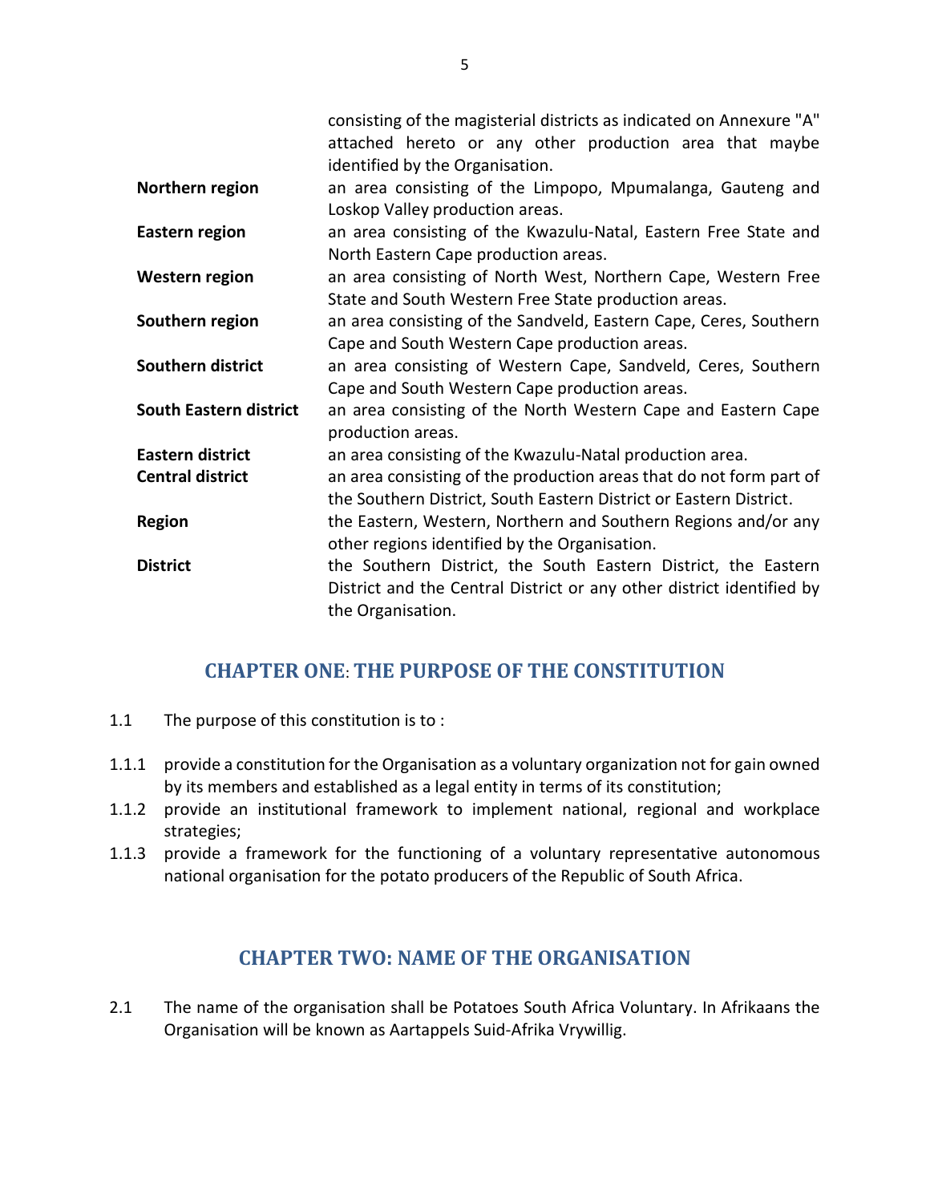consisting of the magisterial districts as indicated on Annexure "A" attached hereto or any other production area that maybe identified by the Organisation.

| | |
|---|---|
| **Northern region** | an area consisting of the Limpopo, Mpumalanga, Gauteng and Loskop Valley production areas. |
| **Eastern region** | an area consisting of the Kwazulu-Natal, Eastern Free State and North Eastern Cape production areas. |
| **Western region** | an area consisting of North West, Northern Cape, Western Free State and South Western Free State production areas. |
| **Southern region** | an area consisting of the Sandveld, Eastern Cape, Ceres, Southern Cape and South Western Cape production areas. |
| **Southern district** | an area consisting of Western Cape, Sandveld, Ceres, Southern Cape and South Western Cape production areas. |
| **South Eastern district** | an area consisting of the North Western Cape and Eastern Cape production areas. |
| **Eastern district** | an area consisting of the Kwazulu-Natal production area. |
| **Central district** | an area consisting of the production areas that do not form part of the Southern District, South Eastern District or Eastern District. |
| **Region** | the Eastern, Western, Northern and Southern Regions and/or any other regions identified by the Organisation. |
| **District** | the Southern District, the South Eastern District, the Eastern District and the Central District or any other district identified by the Organisation. |

## CHAPTER ONE: THE PURPOSE OF THE CONSTITUTION

1.1 The purpose of this constitution is to :

1.1.1 provide a constitution for the Organisation as a voluntary organization not for gain owned by its members and established as a legal entity in terms of its constitution;

1.1.2 provide an institutional framework to implement national, regional and workplace strategies;

1.1.3 provide a framework for the functioning of a voluntary representative autonomous national organisation for the potato producers of the Republic of South Africa.

## CHAPTER TWO: NAME OF THE ORGANISATION

2.1 The name of the organisation shall be Potatoes South Africa Voluntary. In Afrikaans the Organisation will be known as Aartappels Suid-Afrika Vrywillig.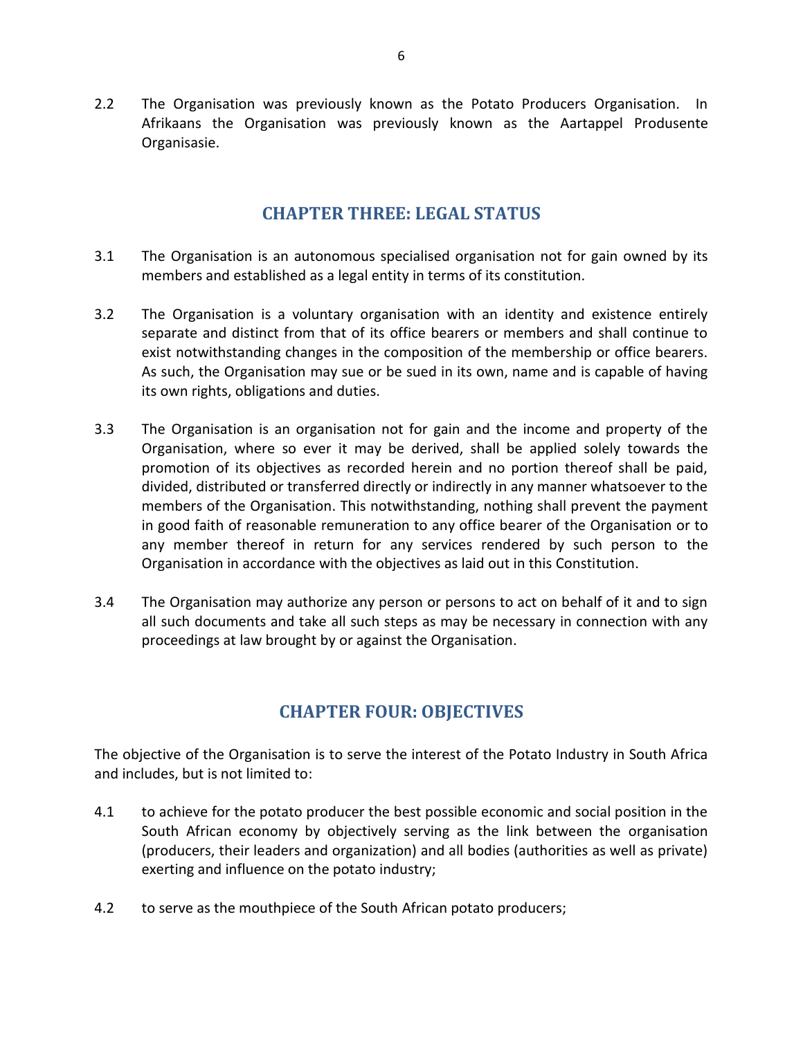2.2 The Organisation was previously known as the Potato Producers Organisation. In Afrikaans the Organisation was previously known as the Aartappel Produsente Organisasie.

## CHAPTER THREE: LEGAL STATUS

3.1 The Organisation is an autonomous specialised organisation not for gain owned by its members and established as a legal entity in terms of its constitution.

3.2 The Organisation is a voluntary organisation with an identity and existence entirely separate and distinct from that of its office bearers or members and shall continue to exist notwithstanding changes in the composition of the membership or office bearers. As such, the Organisation may sue or be sued in its own, name and is capable of having its own rights, obligations and duties.

3.3 The Organisation is an organisation not for gain and the income and property of the Organisation, where so ever it may be derived, shall be applied solely towards the promotion of its objectives as recorded herein and no portion thereof shall be paid, divided, distributed or transferred directly or indirectly in any manner whatsoever to the members of the Organisation. This notwithstanding, nothing shall prevent the payment in good faith of reasonable remuneration to any office bearer of the Organisation or to any member thereof in return for any services rendered by such person to the Organisation in accordance with the objectives as laid out in this Constitution.

3.4 The Organisation may authorize any person or persons to act on behalf of it and to sign all such documents and take all such steps as may be necessary in connection with any proceedings at law brought by or against the Organisation.

## CHAPTER FOUR: OBJECTIVES

The objective of the Organisation is to serve the interest of the Potato Industry in South Africa and includes, but is not limited to:

4.1 to achieve for the potato producer the best possible economic and social position in the South African economy by objectively serving as the link between the organisation (producers, their leaders and organization) and all bodies (authorities as well as private) exerting and influence on the potato industry;

4.2 to serve as the mouthpiece of the South African potato producers;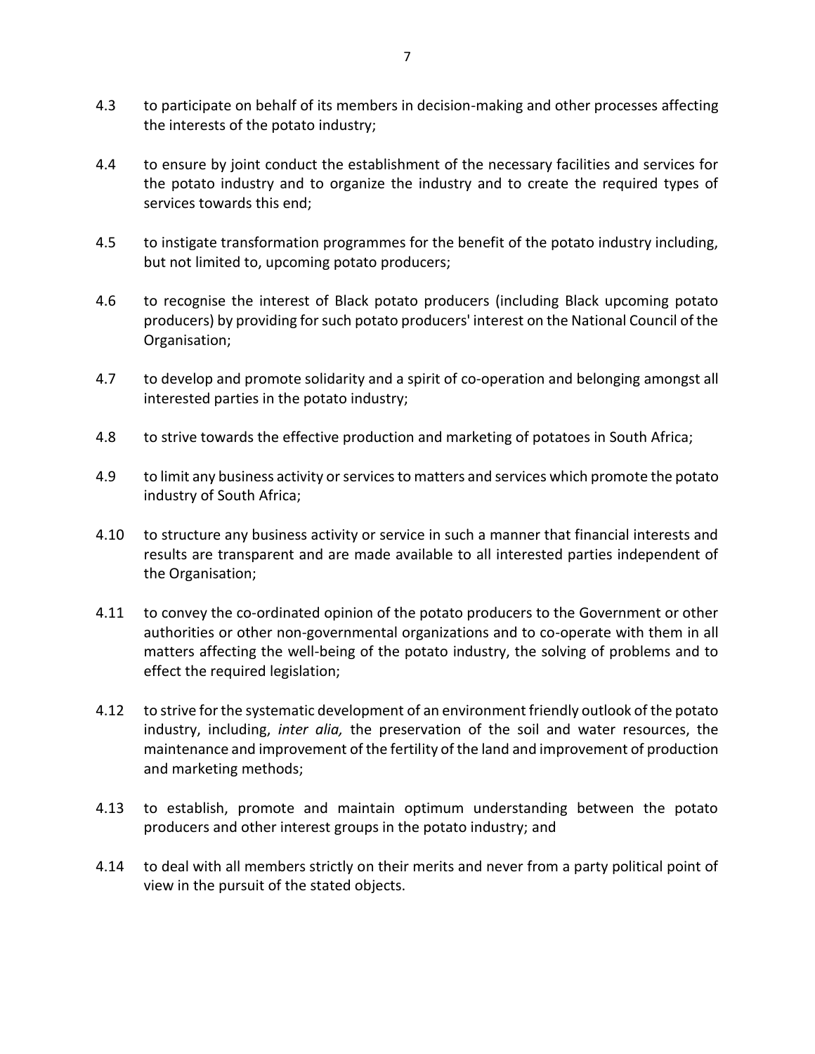4.3 to participate on behalf of its members in decision-making and other processes affecting the interests of the potato industry;

4.4 to ensure by joint conduct the establishment of the necessary facilities and services for the potato industry and to organize the industry and to create the required types of services towards this end;

4.5 to instigate transformation programmes for the benefit of the potato industry including, but not limited to, upcoming potato producers;

4.6 to recognise the interest of Black potato producers (including Black upcoming potato producers) by providing for such potato producers' interest on the National Council of the Organisation;

4.7 to develop and promote solidarity and a spirit of co-operation and belonging amongst all interested parties in the potato industry;

4.8 to strive towards the effective production and marketing of potatoes in South Africa;

4.9 to limit any business activity or services to matters and services which promote the potato industry of South Africa;

4.10 to structure any business activity or service in such a manner that financial interests and results are transparent and are made available to all interested parties independent of the Organisation;

4.11 to convey the co-ordinated opinion of the potato producers to the Government or other authorities or other non-governmental organizations and to co-operate with them in all matters affecting the well-being of the potato industry, the solving of problems and to effect the required legislation;

4.12 to strive for the systematic development of an environment friendly outlook of the potato industry, including, *inter alia,* the preservation of the soil and water resources, the maintenance and improvement of the fertility of the land and improvement of production and marketing methods;

4.13 to establish, promote and maintain optimum understanding between the potato producers and other interest groups in the potato industry; and

4.14 to deal with all members strictly on their merits and never from a party political point of view in the pursuit of the stated objects.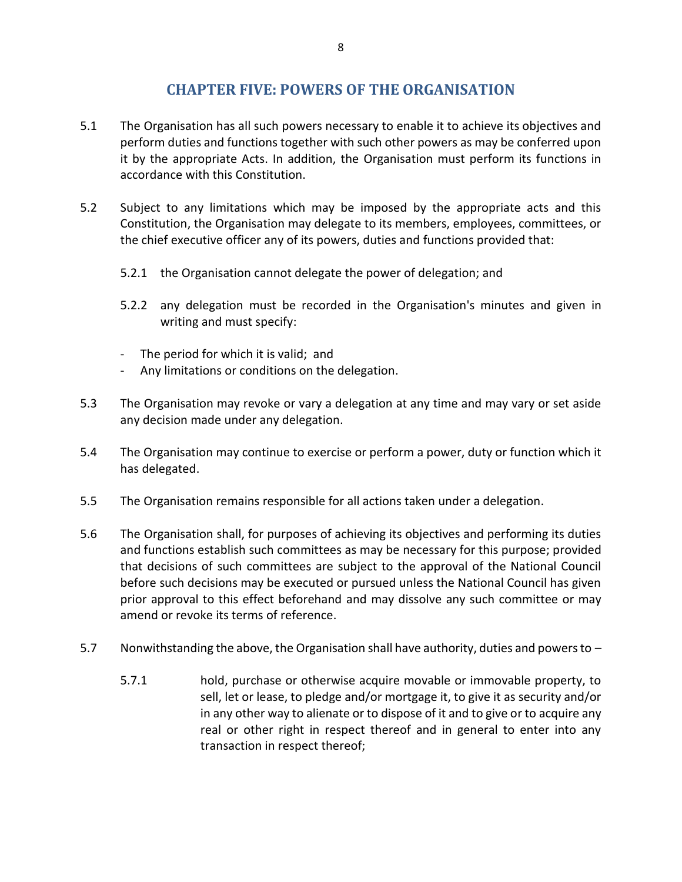## CHAPTER FIVE: POWERS OF THE ORGANISATION

5.1 The Organisation has all such powers necessary to enable it to achieve its objectives and perform duties and functions together with such other powers as may be conferred upon it by the appropriate Acts. In addition, the Organisation must perform its functions in accordance with this Constitution.

5.2 Subject to any limitations which may be imposed by the appropriate acts and this Constitution, the Organisation may delegate to its members, employees, committees, or the chief executive officer any of its powers, duties and functions provided that:

5.2.1 the Organisation cannot delegate the power of delegation; and

5.2.2 any delegation must be recorded in the Organisation's minutes and given in writing and must specify:

- The period for which it is valid; and
- Any limitations or conditions on the delegation.

5.3 The Organisation may revoke or vary a delegation at any time and may vary or set aside any decision made under any delegation.

5.4 The Organisation may continue to exercise or perform a power, duty or function which it has delegated.

5.5 The Organisation remains responsible for all actions taken under a delegation.

5.6 The Organisation shall, for purposes of achieving its objectives and performing its duties and functions establish such committees as may be necessary for this purpose; provided that decisions of such committees are subject to the approval of the National Council before such decisions may be executed or pursued unless the National Council has given prior approval to this effect beforehand and may dissolve any such committee or may amend or revoke its terms of reference.

5.7 Nonwithstanding the above, the Organisation shall have authority, duties and powers to –

5.7.1 hold, purchase or otherwise acquire movable or immovable property, to sell, let or lease, to pledge and/or mortgage it, to give it as security and/or in any other way to alienate or to dispose of it and to give or to acquire any real or other right in respect thereof and in general to enter into any transaction in respect thereof;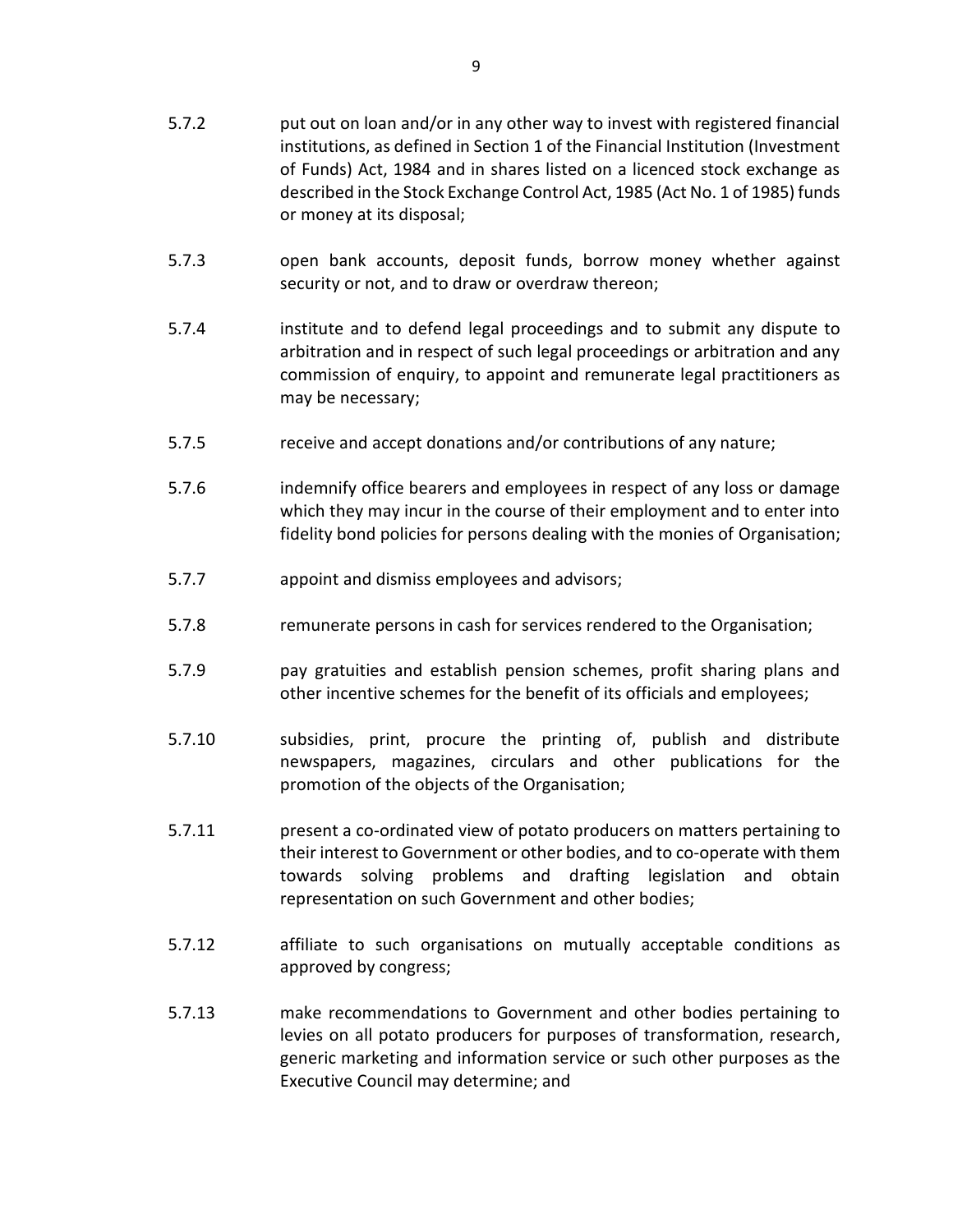5.7.2 put out on loan and/or in any other way to invest with registered financial institutions, as defined in Section 1 of the Financial Institution (Investment of Funds) Act, 1984 and in shares listed on a licenced stock exchange as described in the Stock Exchange Control Act, 1985 (Act No. 1 of 1985) funds or money at its disposal;

5.7.3 open bank accounts, deposit funds, borrow money whether against security or not, and to draw or overdraw thereon;

5.7.4 institute and to defend legal proceedings and to submit any dispute to arbitration and in respect of such legal proceedings or arbitration and any commission of enquiry, to appoint and remunerate legal practitioners as may be necessary;

5.7.5 receive and accept donations and/or contributions of any nature;

5.7.6 indemnify office bearers and employees in respect of any loss or damage which they may incur in the course of their employment and to enter into fidelity bond policies for persons dealing with the monies of Organisation;

5.7.7 appoint and dismiss employees and advisors;

5.7.8 remunerate persons in cash for services rendered to the Organisation;

5.7.9 pay gratuities and establish pension schemes, profit sharing plans and other incentive schemes for the benefit of its officials and employees;

5.7.10 subsidies, print, procure the printing of, publish and distribute newspapers, magazines, circulars and other publications for the promotion of the objects of the Organisation;

5.7.11 present a co-ordinated view of potato producers on matters pertaining to their interest to Government or other bodies, and to co-operate with them towards solving problems and drafting legislation and obtain representation on such Government and other bodies;

5.7.12 affiliate to such organisations on mutually acceptable conditions as approved by congress;

5.7.13 make recommendations to Government and other bodies pertaining to levies on all potato producers for purposes of transformation, research, generic marketing and information service or such other purposes as the Executive Council may determine; and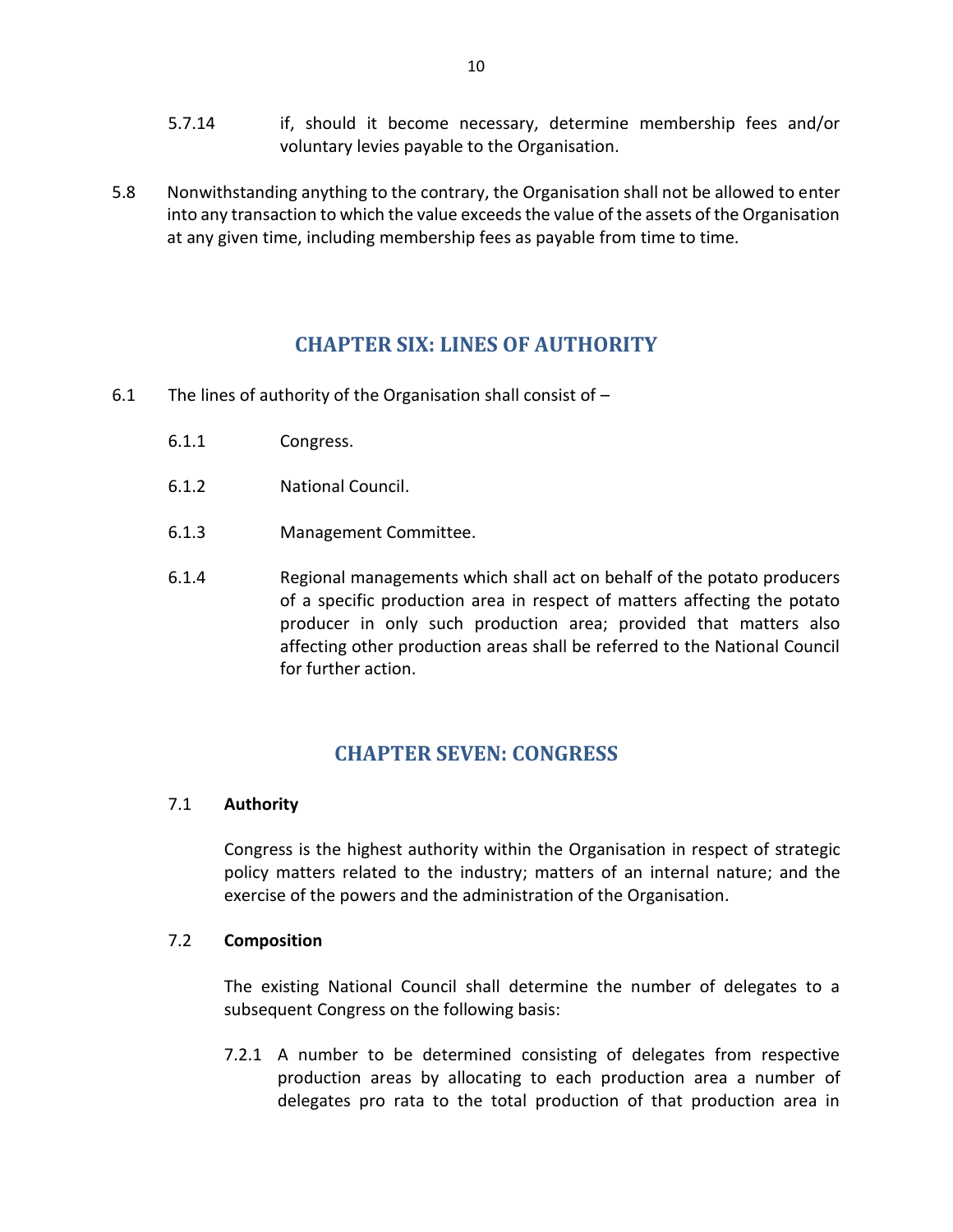5.7.14 if, should it become necessary, determine membership fees and/or voluntary levies payable to the Organisation.

5.8 Nonwithstanding anything to the contrary, the Organisation shall not be allowed to enter into any transaction to which the value exceeds the value of the assets of the Organisation at any given time, including membership fees as payable from time to time.

## CHAPTER SIX: LINES OF AUTHORITY

6.1 The lines of authority of the Organisation shall consist of –

6.1.1 Congress.

6.1.2 National Council.

6.1.3 Management Committee.

6.1.4 Regional managements which shall act on behalf of the potato producers of a specific production area in respect of matters affecting the potato producer in only such production area; provided that matters also affecting other production areas shall be referred to the National Council for further action.

## CHAPTER SEVEN: CONGRESS

7.1 **Authority**

Congress is the highest authority within the Organisation in respect of strategic policy matters related to the industry; matters of an internal nature; and the exercise of the powers and the administration of the Organisation.

7.2 **Composition**

The existing National Council shall determine the number of delegates to a subsequent Congress on the following basis:

7.2.1 A number to be determined consisting of delegates from respective production areas by allocating to each production area a number of delegates pro rata to the total production of that production area in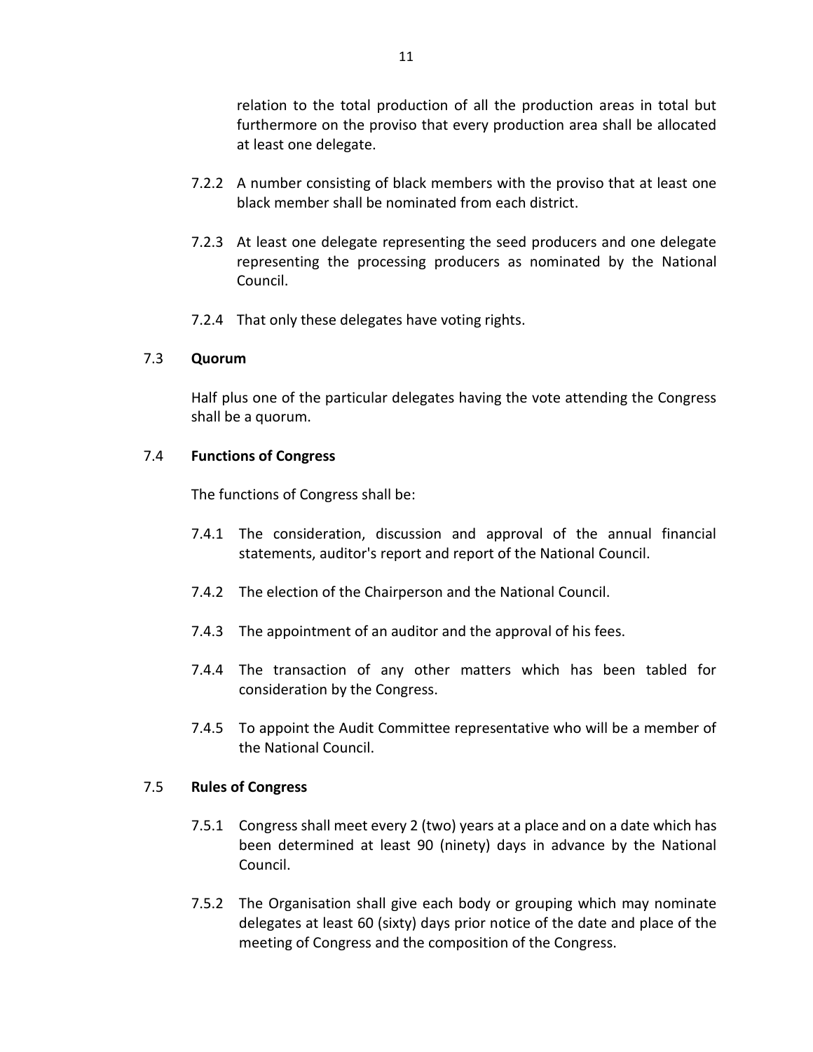relation to the total production of all the production areas in total but furthermore on the proviso that every production area shall be allocated at least one delegate.

7.2.2 A number consisting of black members with the proviso that at least one black member shall be nominated from each district.

7.2.3 At least one delegate representing the seed producers and one delegate representing the processing producers as nominated by the National Council.

7.2.4 That only these delegates have voting rights.

### 7.3 Quorum

Half plus one of the particular delegates having the vote attending the Congress shall be a quorum.

### 7.4 Functions of Congress

The functions of Congress shall be:

7.4.1 The consideration, discussion and approval of the annual financial statements, auditor's report and report of the National Council.

7.4.2 The election of the Chairperson and the National Council.

7.4.3 The appointment of an auditor and the approval of his fees.

7.4.4 The transaction of any other matters which has been tabled for consideration by the Congress.

7.4.5 To appoint the Audit Committee representative who will be a member of the National Council.

### 7.5 Rules of Congress

7.5.1 Congress shall meet every 2 (two) years at a place and on a date which has been determined at least 90 (ninety) days in advance by the National Council.

7.5.2 The Organisation shall give each body or grouping which may nominate delegates at least 60 (sixty) days prior notice of the date and place of the meeting of Congress and the composition of the Congress.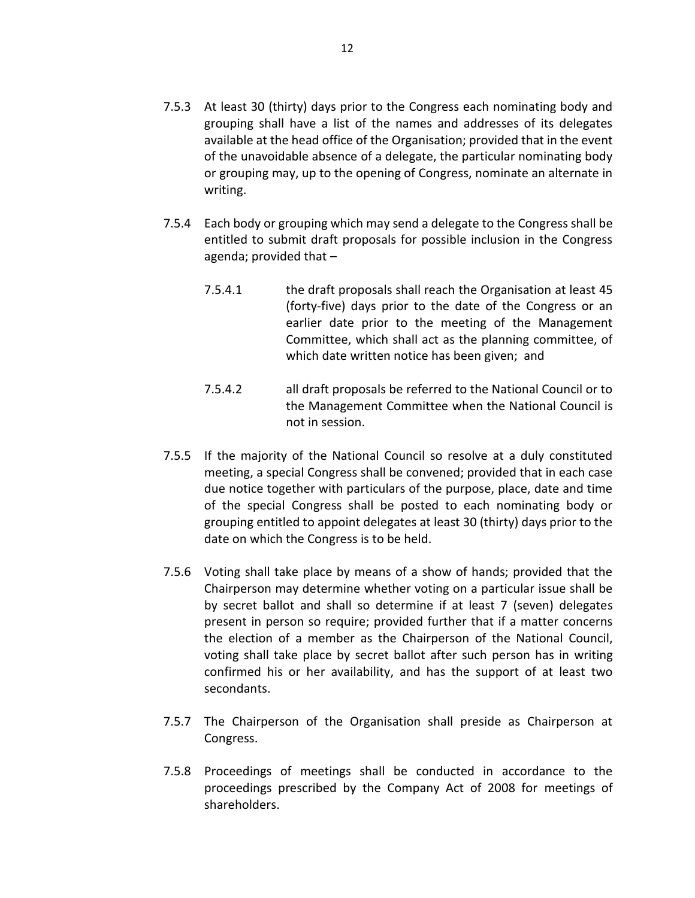7.5.3 At least 30 (thirty) days prior to the Congress each nominating body and grouping shall have a list of the names and addresses of its delegates available at the head office of the Organisation; provided that in the event of the unavoidable absence of a delegate, the particular nominating body or grouping may, up to the opening of Congress, nominate an alternate in writing.

7.5.4 Each body or grouping which may send a delegate to the Congress shall be entitled to submit draft proposals for possible inclusion in the Congress agenda; provided that –

7.5.4.1 the draft proposals shall reach the Organisation at least 45 (forty-five) days prior to the date of the Congress or an earlier date prior to the meeting of the Management Committee, which shall act as the planning committee, of which date written notice has been given; and

7.5.4.2 all draft proposals be referred to the National Council or to the Management Committee when the National Council is not in session.

7.5.5 If the majority of the National Council so resolve at a duly constituted meeting, a special Congress shall be convened; provided that in each case due notice together with particulars of the purpose, place, date and time of the special Congress shall be posted to each nominating body or grouping entitled to appoint delegates at least 30 (thirty) days prior to the date on which the Congress is to be held.

7.5.6 Voting shall take place by means of a show of hands; provided that the Chairperson may determine whether voting on a particular issue shall be by secret ballot and shall so determine if at least 7 (seven) delegates present in person so require; provided further that if a matter concerns the election of a member as the Chairperson of the National Council, voting shall take place by secret ballot after such person has in writing confirmed his or her availability, and has the support of at least two secondants.

7.5.7 The Chairperson of the Organisation shall preside as Chairperson at Congress.

7.5.8 Proceedings of meetings shall be conducted in accordance to the proceedings prescribed by the Company Act of 2008 for meetings of shareholders.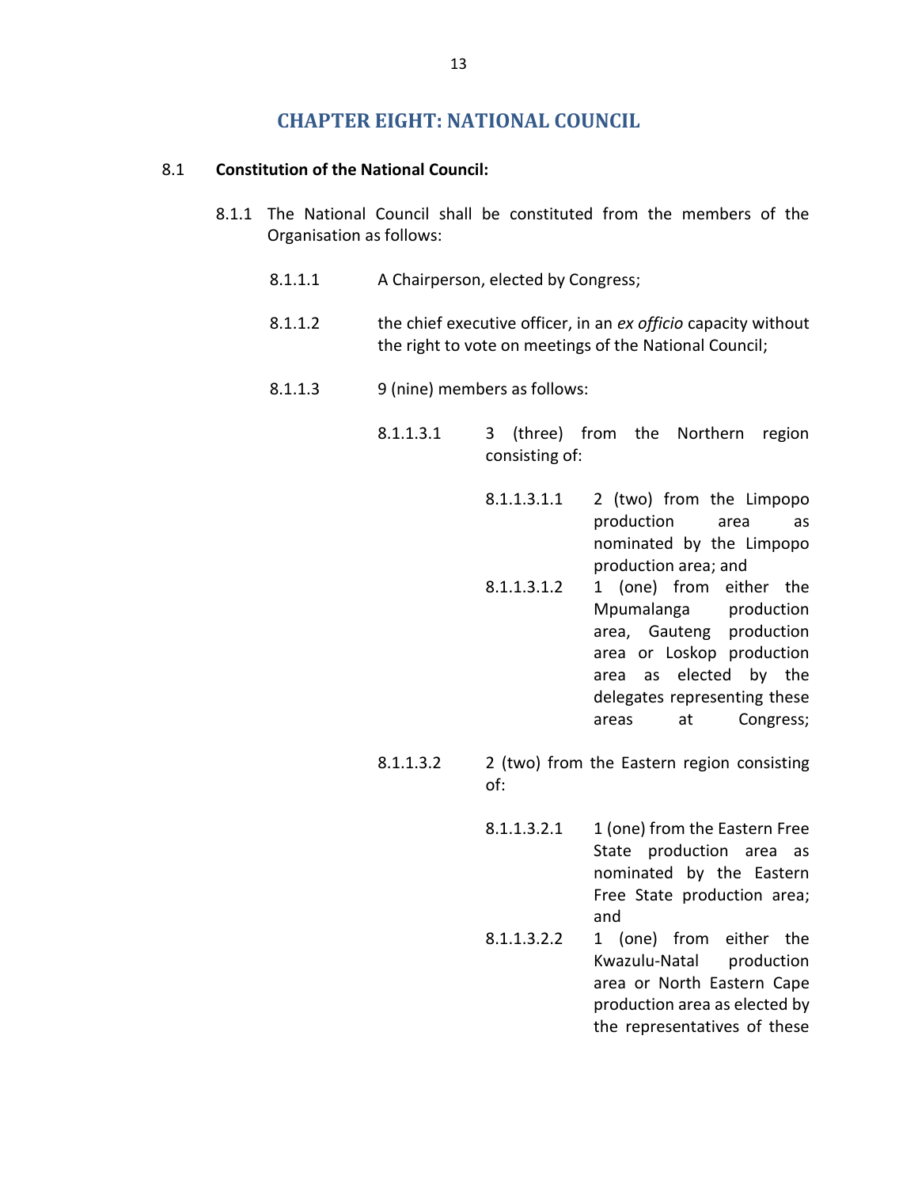# CHAPTER EIGHT: NATIONAL COUNCIL

8.1 **Constitution of the National Council:**

8.1.1 The National Council shall be constituted from the members of the Organisation as follows:

8.1.1.1 A Chairperson, elected by Congress;

8.1.1.2 the chief executive officer, in an *ex officio* capacity without the right to vote on meetings of the National Council;

8.1.1.3 9 (nine) members as follows:

8.1.1.3.1 3 (three) from the Northern region consisting of:

8.1.1.3.1.1 2 (two) from the Limpopo production area as nominated by the Limpopo production area; and

8.1.1.3.1.2 1 (one) from either the Mpumalanga production area, Gauteng production area or Loskop production area as elected by the delegates representing these areas at Congress;

8.1.1.3.2 2 (two) from the Eastern region consisting of:

8.1.1.3.2.1 1 (one) from the Eastern Free State production area as nominated by the Eastern Free State production area; and

8.1.1.3.2.2 1 (one) from either the Kwazulu-Natal production area or North Eastern Cape production area as elected by the representatives of these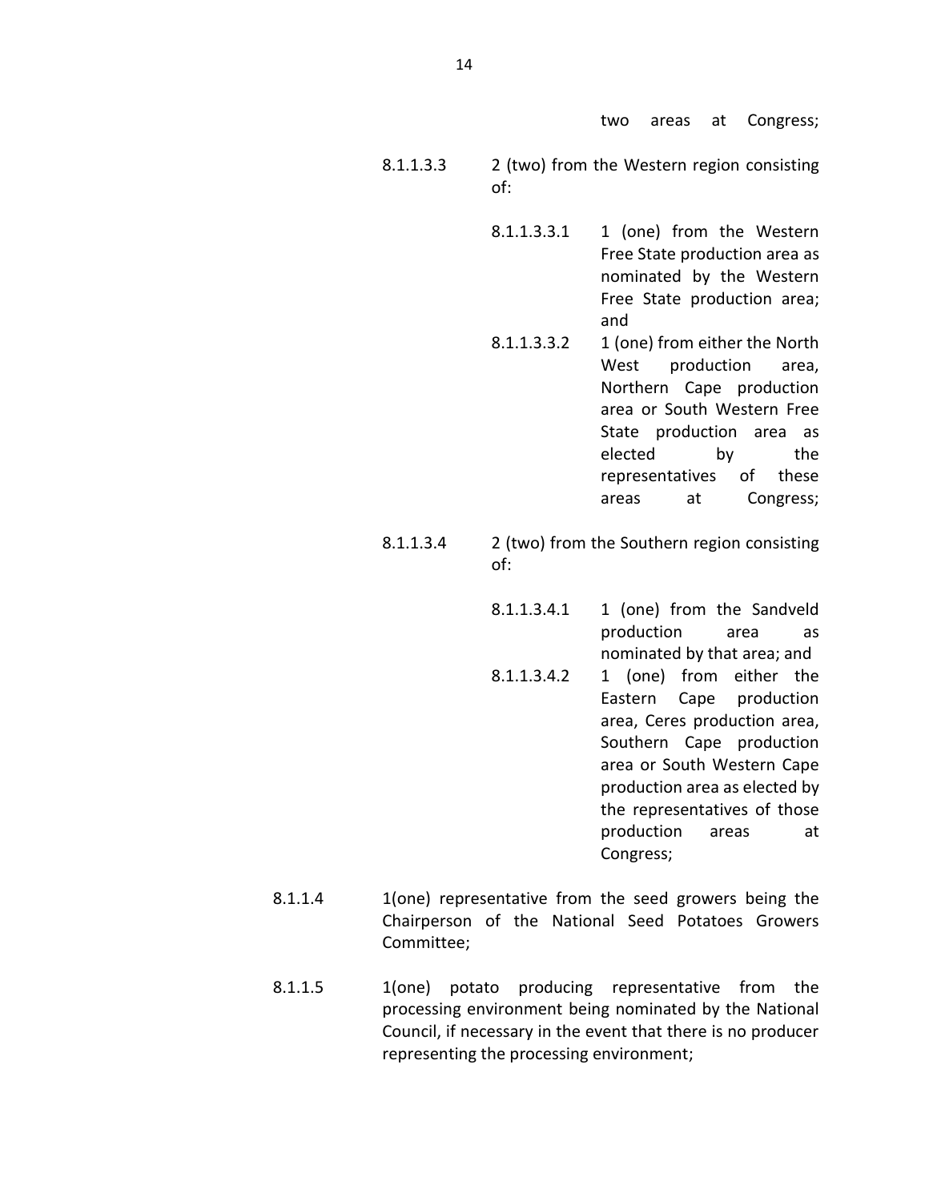two areas at Congress;

8.1.1.3.3 2 (two) from the Western region consisting of:

8.1.1.3.3.1 1 (one) from the Western Free State production area as nominated by the Western Free State production area; and

8.1.1.3.3.2 1 (one) from either the North West production area, Northern Cape production area or South Western Free State production area as elected by the representatives of these areas at Congress;

8.1.1.3.4 2 (two) from the Southern region consisting of:

8.1.1.3.4.1 1 (one) from the Sandveld production area as nominated by that area; and

8.1.1.3.4.2 1 (one) from either the Eastern Cape production area, Ceres production area, Southern Cape production area or South Western Cape production area as elected by the representatives of those production areas at Congress;

8.1.1.4 1(one) representative from the seed growers being the Chairperson of the National Seed Potatoes Growers Committee;

8.1.1.5 1(one) potato producing representative from the processing environment being nominated by the National Council, if necessary in the event that there is no producer representing the processing environment;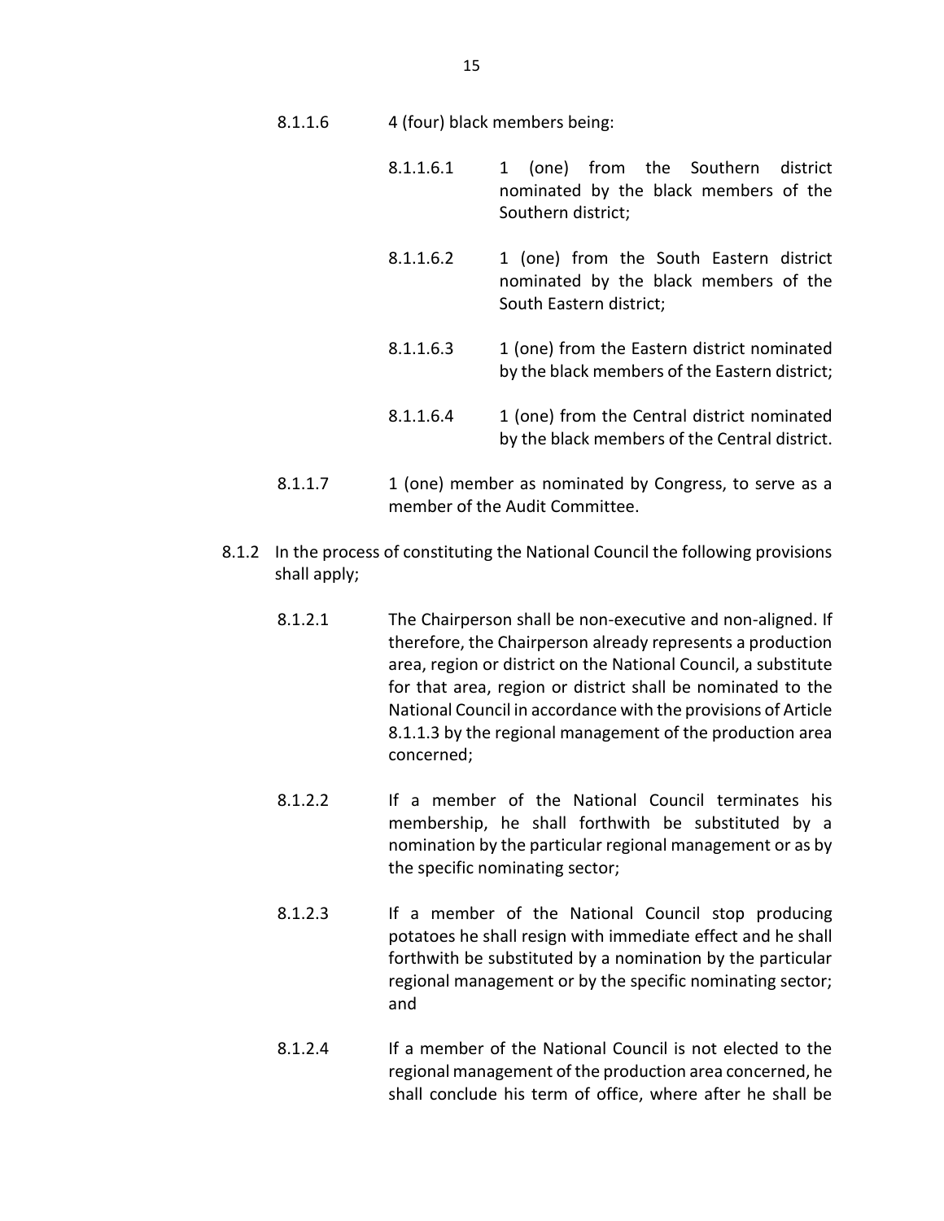8.1.1.6 4 (four) black members being:

8.1.1.6.1 1 (one) from the Southern district nominated by the black members of the Southern district;

8.1.1.6.2 1 (one) from the South Eastern district nominated by the black members of the South Eastern district;

8.1.1.6.3 1 (one) from the Eastern district nominated by the black members of the Eastern district;

8.1.1.6.4 1 (one) from the Central district nominated by the black members of the Central district.

8.1.1.7 1 (one) member as nominated by Congress, to serve as a member of the Audit Committee.

8.1.2 In the process of constituting the National Council the following provisions shall apply;

8.1.2.1 The Chairperson shall be non-executive and non-aligned. If therefore, the Chairperson already represents a production area, region or district on the National Council, a substitute for that area, region or district shall be nominated to the National Council in accordance with the provisions of Article 8.1.1.3 by the regional management of the production area concerned;

8.1.2.2 If a member of the National Council terminates his membership, he shall forthwith be substituted by a nomination by the particular regional management or as by the specific nominating sector;

8.1.2.3 If a member of the National Council stop producing potatoes he shall resign with immediate effect and he shall forthwith be substituted by a nomination by the particular regional management or by the specific nominating sector; and

8.1.2.4 If a member of the National Council is not elected to the regional management of the production area concerned, he shall conclude his term of office, where after he shall be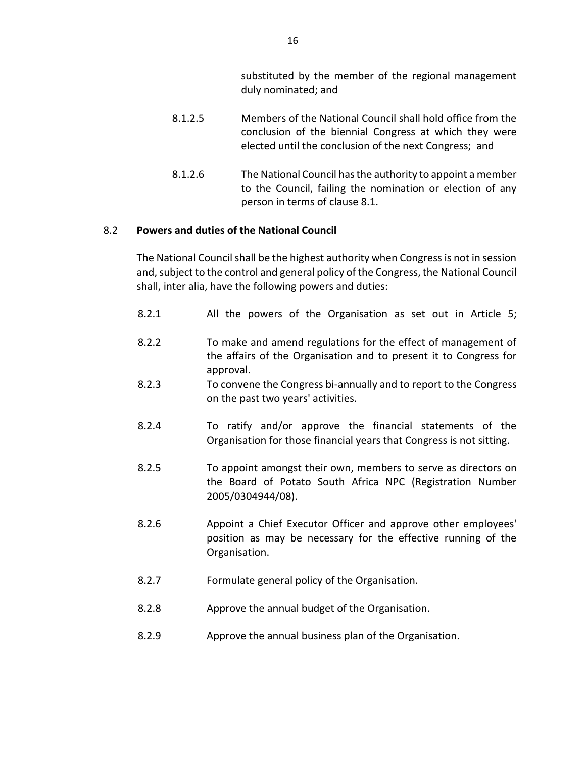substituted by the member of the regional management duly nominated; and

8.1.2.5 Members of the National Council shall hold office from the conclusion of the biennial Congress at which they were elected until the conclusion of the next Congress; and

8.1.2.6 The National Council has the authority to appoint a member to the Council, failing the nomination or election of any person in terms of clause 8.1.

8.2 **Powers and duties of the National Council**

The National Council shall be the highest authority when Congress is not in session and, subject to the control and general policy of the Congress, the National Council shall, inter alia, have the following powers and duties:

8.2.1 All the powers of the Organisation as set out in Article 5;

8.2.2 To make and amend regulations for the effect of management of the affairs of the Organisation and to present it to Congress for approval.

8.2.3 To convene the Congress bi-annually and to report to the Congress on the past two years' activities.

8.2.4 To ratify and/or approve the financial statements of the Organisation for those financial years that Congress is not sitting.

8.2.5 To appoint amongst their own, members to serve as directors on the Board of Potato South Africa NPC (Registration Number 2005/0304944/08).

8.2.6 Appoint a Chief Executor Officer and approve other employees' position as may be necessary for the effective running of the Organisation.

8.2.7 Formulate general policy of the Organisation.

8.2.8 Approve the annual budget of the Organisation.

8.2.9 Approve the annual business plan of the Organisation.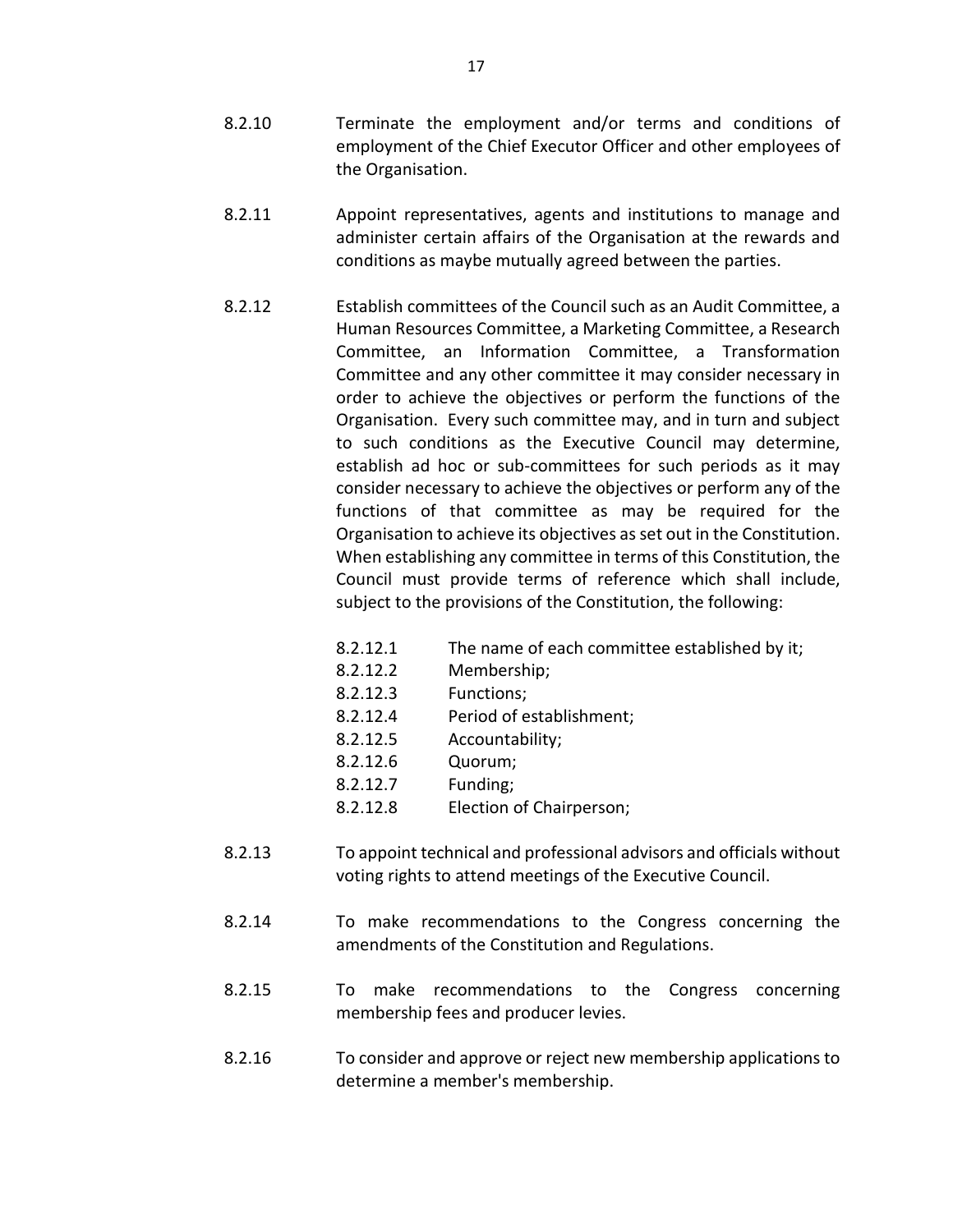8.2.10 Terminate the employment and/or terms and conditions of employment of the Chief Executor Officer and other employees of the Organisation.

8.2.11 Appoint representatives, agents and institutions to manage and administer certain affairs of the Organisation at the rewards and conditions as maybe mutually agreed between the parties.

8.2.12 Establish committees of the Council such as an Audit Committee, a Human Resources Committee, a Marketing Committee, a Research Committee, an Information Committee, a Transformation Committee and any other committee it may consider necessary in order to achieve the objectives or perform the functions of the Organisation. Every such committee may, and in turn and subject to such conditions as the Executive Council may determine, establish ad hoc or sub-committees for such periods as it may consider necessary to achieve the objectives or perform any of the functions of that committee as may be required for the Organisation to achieve its objectives as set out in the Constitution. When establishing any committee in terms of this Constitution, the Council must provide terms of reference which shall include, subject to the provisions of the Constitution, the following:

- 8.2.12.1 The name of each committee established by it;
- 8.2.12.2 Membership;
- 8.2.12.3 Functions;
- 8.2.12.4 Period of establishment;
- 8.2.12.5 Accountability;
- 8.2.12.6 Quorum;
- 8.2.12.7 Funding;
- 8.2.12.8 Election of Chairperson;

8.2.13 To appoint technical and professional advisors and officials without voting rights to attend meetings of the Executive Council.

8.2.14 To make recommendations to the Congress concerning the amendments of the Constitution and Regulations.

8.2.15 To make recommendations to the Congress concerning membership fees and producer levies.

8.2.16 To consider and approve or reject new membership applications to determine a member's membership.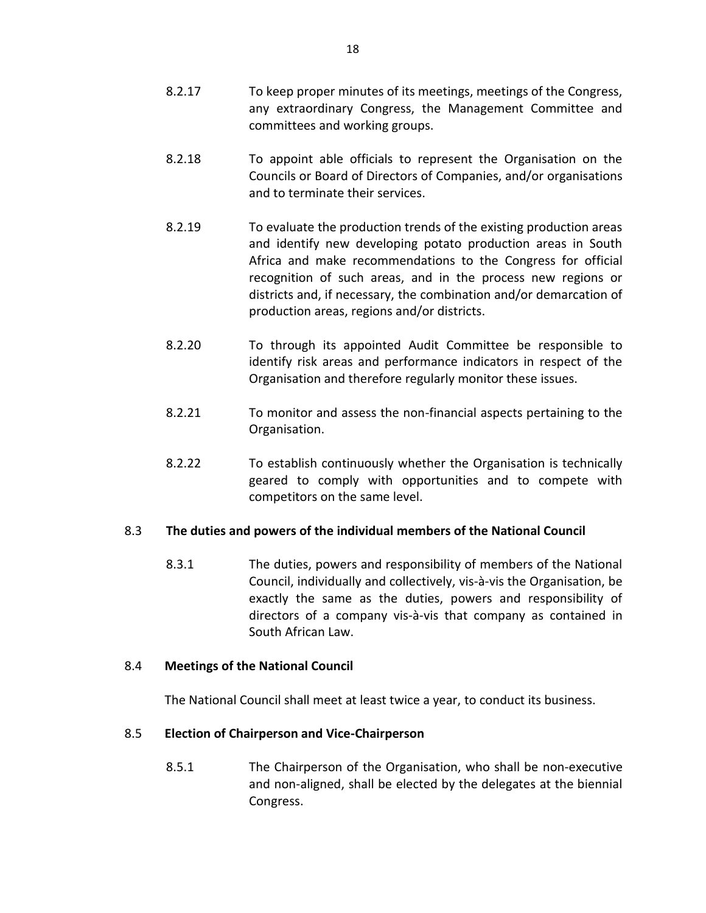8.2.17 To keep proper minutes of its meetings, meetings of the Congress, any extraordinary Congress, the Management Committee and committees and working groups.

8.2.18 To appoint able officials to represent the Organisation on the Councils or Board of Directors of Companies, and/or organisations and to terminate their services.

8.2.19 To evaluate the production trends of the existing production areas and identify new developing potato production areas in South Africa and make recommendations to the Congress for official recognition of such areas, and in the process new regions or districts and, if necessary, the combination and/or demarcation of production areas, regions and/or districts.

8.2.20 To through its appointed Audit Committee be responsible to identify risk areas and performance indicators in respect of the Organisation and therefore regularly monitor these issues.

8.2.21 To monitor and assess the non-financial aspects pertaining to the Organisation.

8.2.22 To establish continuously whether the Organisation is technically geared to comply with opportunities and to compete with competitors on the same level.

## 8.3 The duties and powers of the individual members of the National Council

8.3.1 The duties, powers and responsibility of members of the National Council, individually and collectively, vis-à-vis the Organisation, be exactly the same as the duties, powers and responsibility of directors of a company vis-à-vis that company as contained in South African Law.

## 8.4 Meetings of the National Council

The National Council shall meet at least twice a year, to conduct its business.

## 8.5 Election of Chairperson and Vice-Chairperson

8.5.1 The Chairperson of the Organisation, who shall be non-executive and non-aligned, shall be elected by the delegates at the biennial Congress.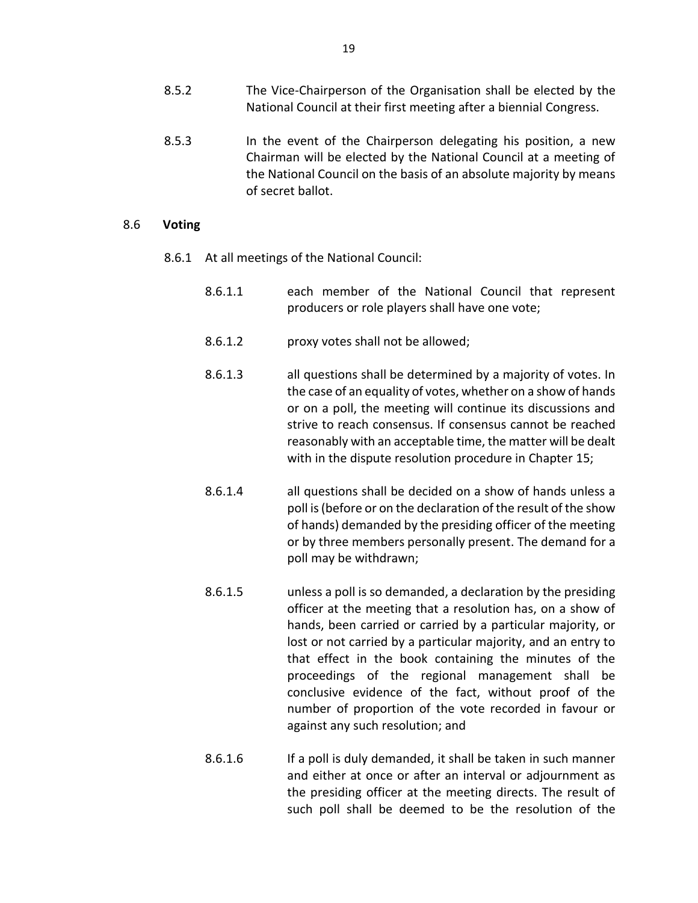8.5.2 The Vice-Chairperson of the Organisation shall be elected by the National Council at their first meeting after a biennial Congress.

8.5.3 In the event of the Chairperson delegating his position, a new Chairman will be elected by the National Council at a meeting of the National Council on the basis of an absolute majority by means of secret ballot.

8.6 **Voting**

8.6.1 At all meetings of the National Council:

8.6.1.1 each member of the National Council that represent producers or role players shall have one vote;

8.6.1.2 proxy votes shall not be allowed;

8.6.1.3 all questions shall be determined by a majority of votes. In the case of an equality of votes, whether on a show of hands or on a poll, the meeting will continue its discussions and strive to reach consensus. If consensus cannot be reached reasonably with an acceptable time, the matter will be dealt with in the dispute resolution procedure in Chapter 15;

8.6.1.4 all questions shall be decided on a show of hands unless a poll is (before or on the declaration of the result of the show of hands) demanded by the presiding officer of the meeting or by three members personally present. The demand for a poll may be withdrawn;

8.6.1.5 unless a poll is so demanded, a declaration by the presiding officer at the meeting that a resolution has, on a show of hands, been carried or carried by a particular majority, or lost or not carried by a particular majority, and an entry to that effect in the book containing the minutes of the proceedings of the regional management shall be conclusive evidence of the fact, without proof of the number of proportion of the vote recorded in favour or against any such resolution; and

8.6.1.6 If a poll is duly demanded, it shall be taken in such manner and either at once or after an interval or adjournment as the presiding officer at the meeting directs. The result of such poll shall be deemed to be the resolution of the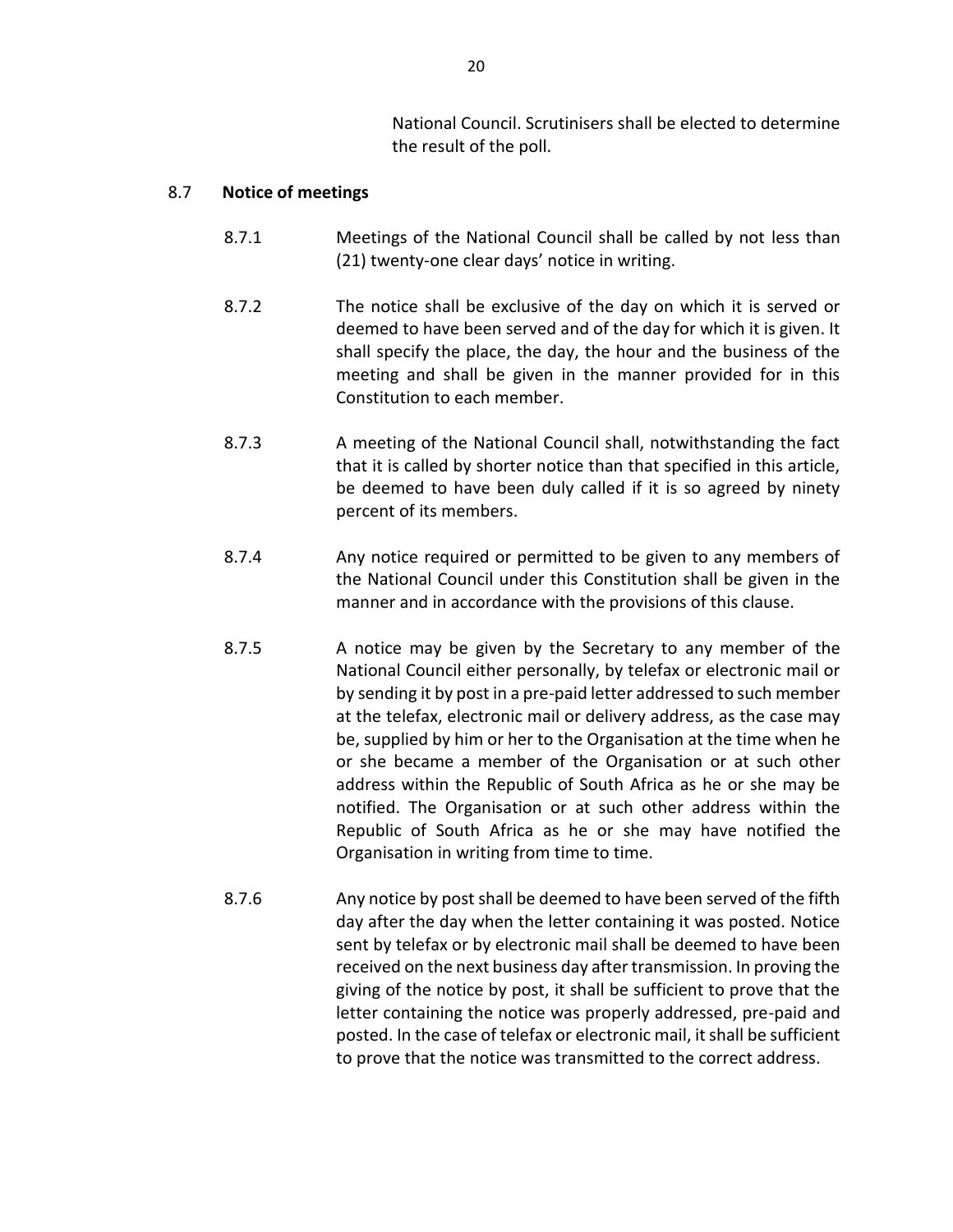National Council. Scrutinisers shall be elected to determine the result of the poll.

### 8.7 **Notice of meetings**

8.7.1 Meetings of the National Council shall be called by not less than (21) twenty-one clear days' notice in writing.

8.7.2 The notice shall be exclusive of the day on which it is served or deemed to have been served and of the day for which it is given. It shall specify the place, the day, the hour and the business of the meeting and shall be given in the manner provided for in this Constitution to each member.

8.7.3 A meeting of the National Council shall, notwithstanding the fact that it is called by shorter notice than that specified in this article, be deemed to have been duly called if it is so agreed by ninety percent of its members.

8.7.4 Any notice required or permitted to be given to any members of the National Council under this Constitution shall be given in the manner and in accordance with the provisions of this clause.

8.7.5 A notice may be given by the Secretary to any member of the National Council either personally, by telefax or electronic mail or by sending it by post in a pre-paid letter addressed to such member at the telefax, electronic mail or delivery address, as the case may be, supplied by him or her to the Organisation at the time when he or she became a member of the Organisation or at such other address within the Republic of South Africa as he or she may be notified. The Organisation or at such other address within the Republic of South Africa as he or she may have notified the Organisation in writing from time to time.

8.7.6 Any notice by post shall be deemed to have been served of the fifth day after the day when the letter containing it was posted. Notice sent by telefax or by electronic mail shall be deemed to have been received on the next business day after transmission. In proving the giving of the notice by post, it shall be sufficient to prove that the letter containing the notice was properly addressed, pre-paid and posted. In the case of telefax or electronic mail, it shall be sufficient to prove that the notice was transmitted to the correct address.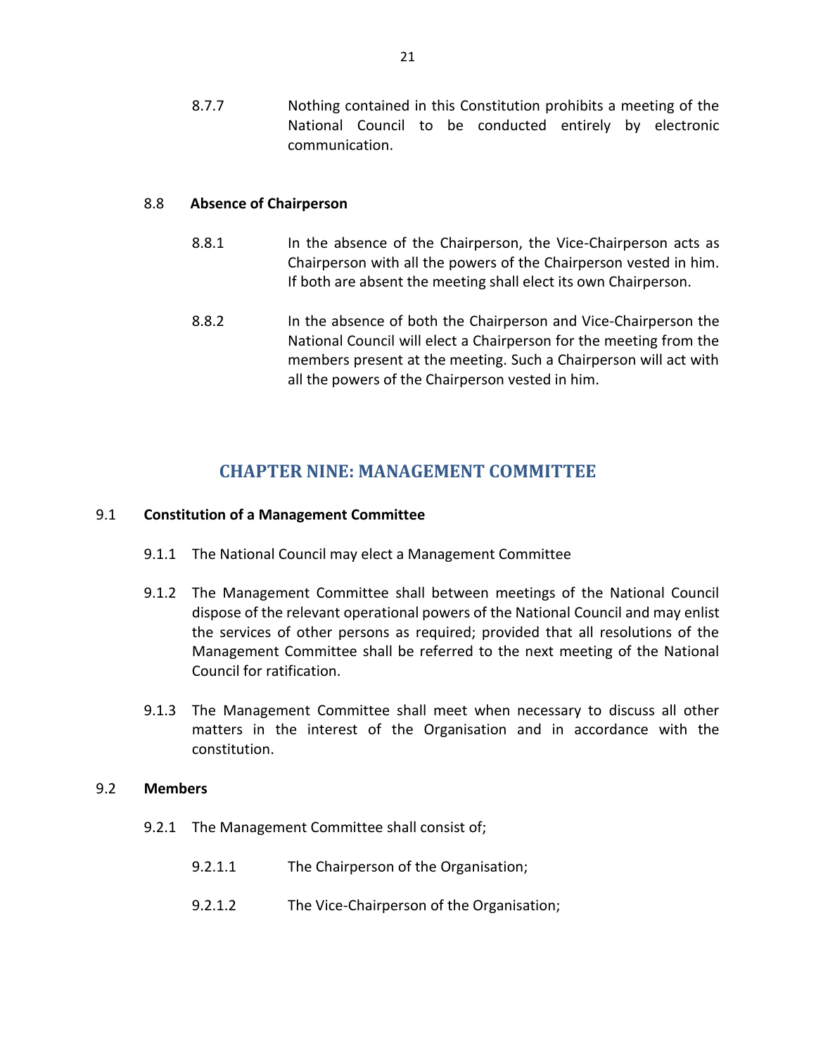8.7.7 Nothing contained in this Constitution prohibits a meeting of the National Council to be conducted entirely by electronic communication.

### 8.8 Absence of Chairperson

8.8.1 In the absence of the Chairperson, the Vice-Chairperson acts as Chairperson with all the powers of the Chairperson vested in him. If both are absent the meeting shall elect its own Chairperson.

8.8.2 In the absence of both the Chairperson and Vice-Chairperson the National Council will elect a Chairperson for the meeting from the members present at the meeting. Such a Chairperson will act with all the powers of the Chairperson vested in him.

## CHAPTER NINE: MANAGEMENT COMMITTEE

### 9.1 Constitution of a Management Committee

9.1.1 The National Council may elect a Management Committee

9.1.2 The Management Committee shall between meetings of the National Council dispose of the relevant operational powers of the National Council and may enlist the services of other persons as required; provided that all resolutions of the Management Committee shall be referred to the next meeting of the National Council for ratification.

9.1.3 The Management Committee shall meet when necessary to discuss all other matters in the interest of the Organisation and in accordance with the constitution.

### 9.2 Members

9.2.1 The Management Committee shall consist of;

9.2.1.1 The Chairperson of the Organisation;

9.2.1.2 The Vice-Chairperson of the Organisation;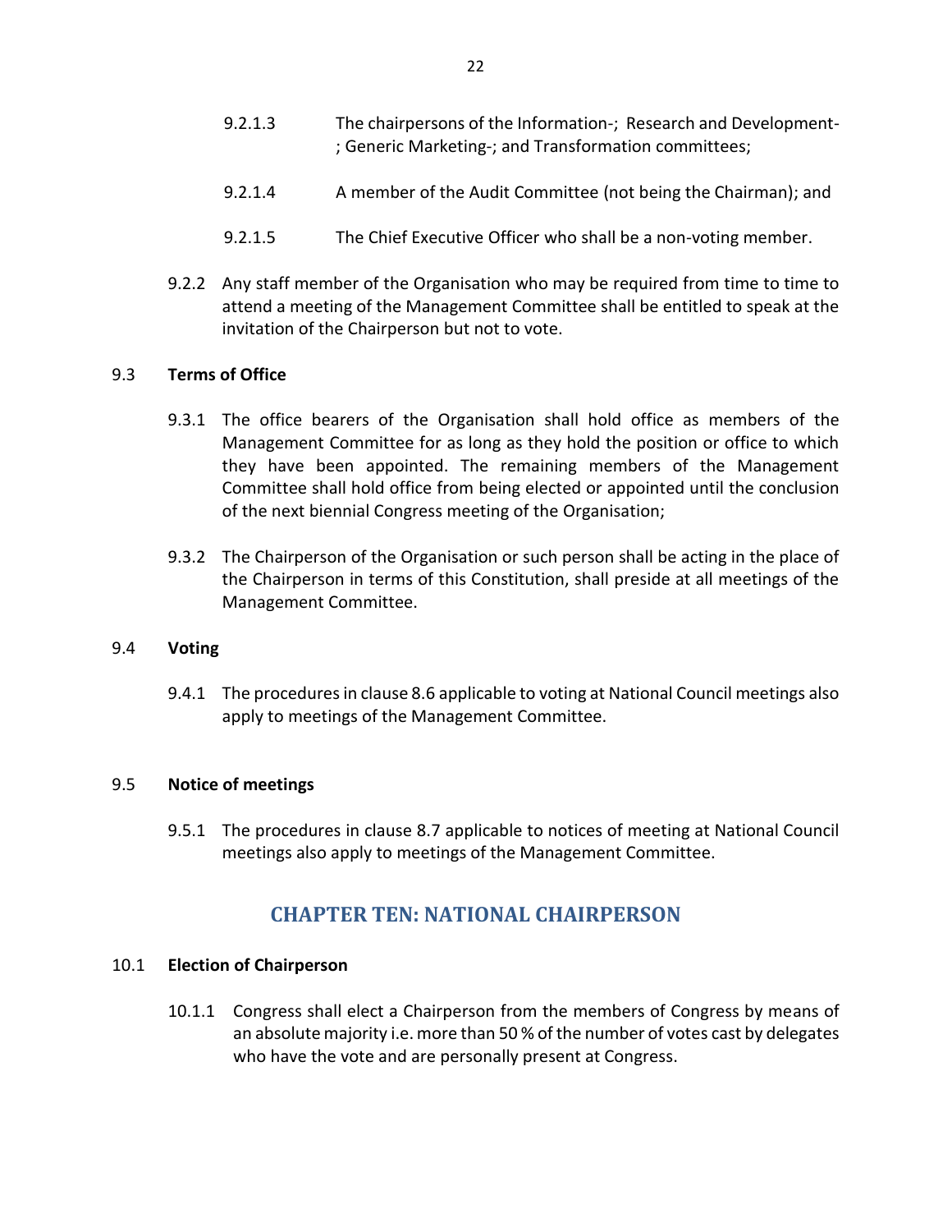9.2.1.3 The chairpersons of the Information-; Research and Development-; Generic Marketing-; and Transformation committees;

9.2.1.4 A member of the Audit Committee (not being the Chairman); and

9.2.1.5 The Chief Executive Officer who shall be a non-voting member.

9.2.2 Any staff member of the Organisation who may be required from time to time to attend a meeting of the Management Committee shall be entitled to speak at the invitation of the Chairperson but not to vote.

9.3 **Terms of Office**

9.3.1 The office bearers of the Organisation shall hold office as members of the Management Committee for as long as they hold the position or office to which they have been appointed. The remaining members of the Management Committee shall hold office from being elected or appointed until the conclusion of the next biennial Congress meeting of the Organisation;

9.3.2 The Chairperson of the Organisation or such person shall be acting in the place of the Chairperson in terms of this Constitution, shall preside at all meetings of the Management Committee.

9.4 **Voting**

9.4.1 The procedures in clause 8.6 applicable to voting at National Council meetings also apply to meetings of the Management Committee.

9.5 **Notice of meetings**

9.5.1 The procedures in clause 8.7 applicable to notices of meeting at National Council meetings also apply to meetings of the Management Committee.

## CHAPTER TEN: NATIONAL CHAIRPERSON

10.1 **Election of Chairperson**

10.1.1 Congress shall elect a Chairperson from the members of Congress by means of an absolute majority i.e. more than 50 % of the number of votes cast by delegates who have the vote and are personally present at Congress.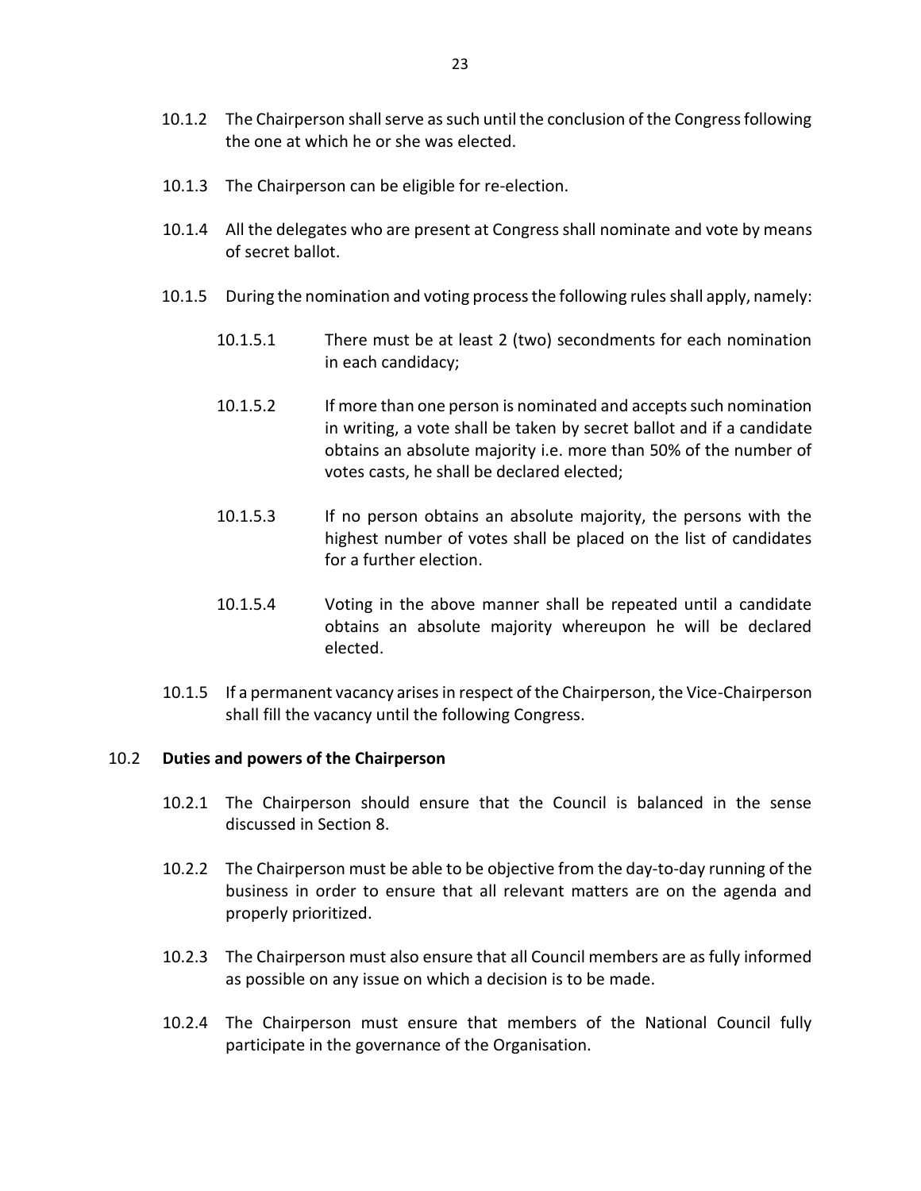10.1.2 The Chairperson shall serve as such until the conclusion of the Congress following the one at which he or she was elected.

10.1.3 The Chairperson can be eligible for re-election.

10.1.4 All the delegates who are present at Congress shall nominate and vote by means of secret ballot.

10.1.5 During the nomination and voting process the following rules shall apply, namely:

10.1.5.1 There must be at least 2 (two) secondments for each nomination in each candidacy;

10.1.5.2 If more than one person is nominated and accepts such nomination in writing, a vote shall be taken by secret ballot and if a candidate obtains an absolute majority i.e. more than 50% of the number of votes casts, he shall be declared elected;

10.1.5.3 If no person obtains an absolute majority, the persons with the highest number of votes shall be placed on the list of candidates for a further election.

10.1.5.4 Voting in the above manner shall be repeated until a candidate obtains an absolute majority whereupon he will be declared elected.

10.1.5 If a permanent vacancy arises in respect of the Chairperson, the Vice-Chairperson shall fill the vacancy until the following Congress.

### 10.2 **Duties and powers of the Chairperson**

10.2.1 The Chairperson should ensure that the Council is balanced in the sense discussed in Section 8.

10.2.2 The Chairperson must be able to be objective from the day-to-day running of the business in order to ensure that all relevant matters are on the agenda and properly prioritized.

10.2.3 The Chairperson must also ensure that all Council members are as fully informed as possible on any issue on which a decision is to be made.

10.2.4 The Chairperson must ensure that members of the National Council fully participate in the governance of the Organisation.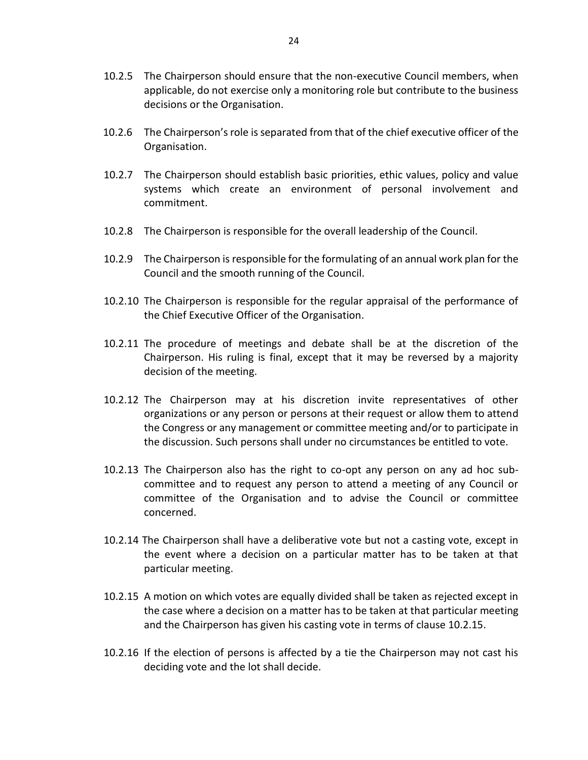10.2.5 The Chairperson should ensure that the non-executive Council members, when applicable, do not exercise only a monitoring role but contribute to the business decisions or the Organisation.

10.2.6 The Chairperson's role is separated from that of the chief executive officer of the Organisation.

10.2.7 The Chairperson should establish basic priorities, ethic values, policy and value systems which create an environment of personal involvement and commitment.

10.2.8 The Chairperson is responsible for the overall leadership of the Council.

10.2.9 The Chairperson is responsible for the formulating of an annual work plan for the Council and the smooth running of the Council.

10.2.10 The Chairperson is responsible for the regular appraisal of the performance of the Chief Executive Officer of the Organisation.

10.2.11 The procedure of meetings and debate shall be at the discretion of the Chairperson. His ruling is final, except that it may be reversed by a majority decision of the meeting.

10.2.12 The Chairperson may at his discretion invite representatives of other organizations or any person or persons at their request or allow them to attend the Congress or any management or committee meeting and/or to participate in the discussion. Such persons shall under no circumstances be entitled to vote.

10.2.13 The Chairperson also has the right to co-opt any person on any ad hoc sub-committee and to request any person to attend a meeting of any Council or committee of the Organisation and to advise the Council or committee concerned.

10.2.14 The Chairperson shall have a deliberative vote but not a casting vote, except in the event where a decision on a particular matter has to be taken at that particular meeting.

10.2.15 A motion on which votes are equally divided shall be taken as rejected except in the case where a decision on a matter has to be taken at that particular meeting and the Chairperson has given his casting vote in terms of clause 10.2.15.

10.2.16 If the election of persons is affected by a tie the Chairperson may not cast his deciding vote and the lot shall decide.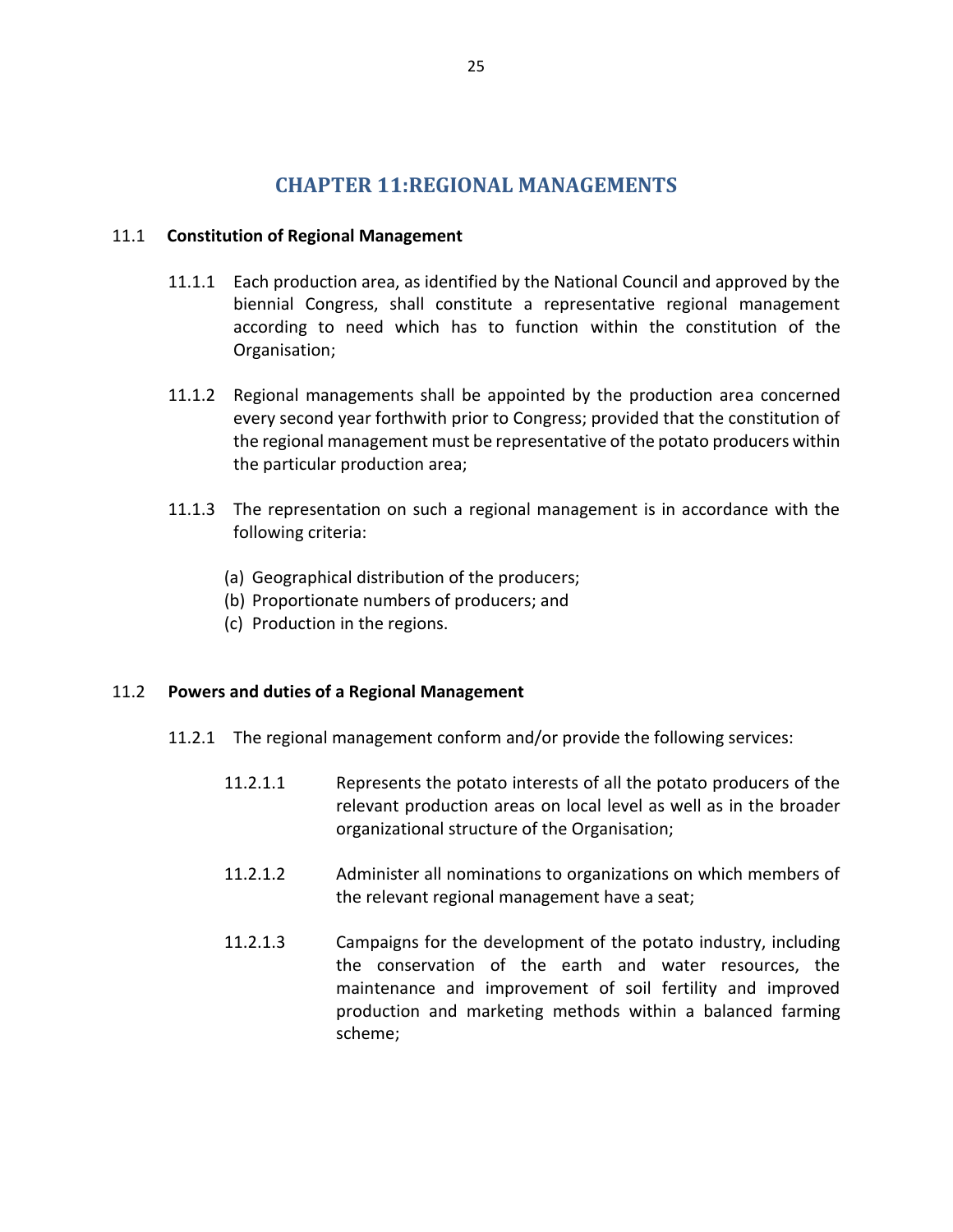# CHAPTER 11:REGIONAL MANAGEMENTS

## 11.1 Constitution of Regional Management

11.1.1 Each production area, as identified by the National Council and approved by the biennial Congress, shall constitute a representative regional management according to need which has to function within the constitution of the Organisation;

11.1.2 Regional managements shall be appointed by the production area concerned every second year forthwith prior to Congress; provided that the constitution of the regional management must be representative of the potato producers within the particular production area;

11.1.3 The representation on such a regional management is in accordance with the following criteria:

(a) Geographical distribution of the producers;
(b) Proportionate numbers of producers; and
(c) Production in the regions.

## 11.2 Powers and duties of a Regional Management

11.2.1 The regional management conform and/or provide the following services:

11.2.1.1 Represents the potato interests of all the potato producers of the relevant production areas on local level as well as in the broader organizational structure of the Organisation;

11.2.1.2 Administer all nominations to organizations on which members of the relevant regional management have a seat;

11.2.1.3 Campaigns for the development of the potato industry, including the conservation of the earth and water resources, the maintenance and improvement of soil fertility and improved production and marketing methods within a balanced farming scheme;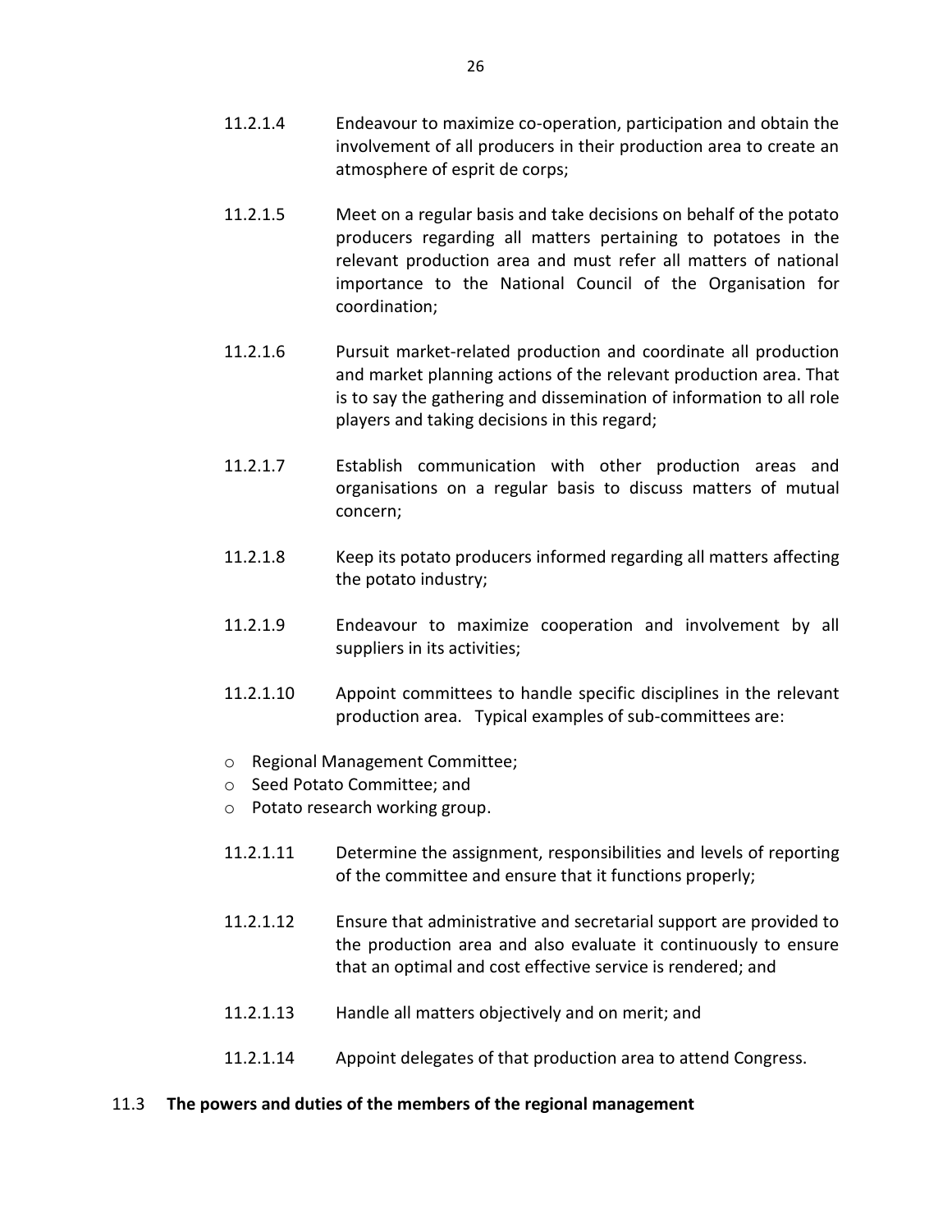11.2.1.4 Endeavour to maximize co-operation, participation and obtain the involvement of all producers in their production area to create an atmosphere of esprit de corps;

11.2.1.5 Meet on a regular basis and take decisions on behalf of the potato producers regarding all matters pertaining to potatoes in the relevant production area and must refer all matters of national importance to the National Council of the Organisation for coordination;

11.2.1.6 Pursuit market-related production and coordinate all production and market planning actions of the relevant production area. That is to say the gathering and dissemination of information to all role players and taking decisions in this regard;

11.2.1.7 Establish communication with other production areas and organisations on a regular basis to discuss matters of mutual concern;

11.2.1.8 Keep its potato producers informed regarding all matters affecting the potato industry;

11.2.1.9 Endeavour to maximize cooperation and involvement by all suppliers in its activities;

11.2.1.10 Appoint committees to handle specific disciplines in the relevant production area. Typical examples of sub-committees are:

- Regional Management Committee;
- Seed Potato Committee; and
- Potato research working group.

11.2.1.11 Determine the assignment, responsibilities and levels of reporting of the committee and ensure that it functions properly;

11.2.1.12 Ensure that administrative and secretarial support are provided to the production area and also evaluate it continuously to ensure that an optimal and cost effective service is rendered; and

11.2.1.13 Handle all matters objectively and on merit; and

11.2.1.14 Appoint delegates of that production area to attend Congress.

11.3 **The powers and duties of the members of the regional management**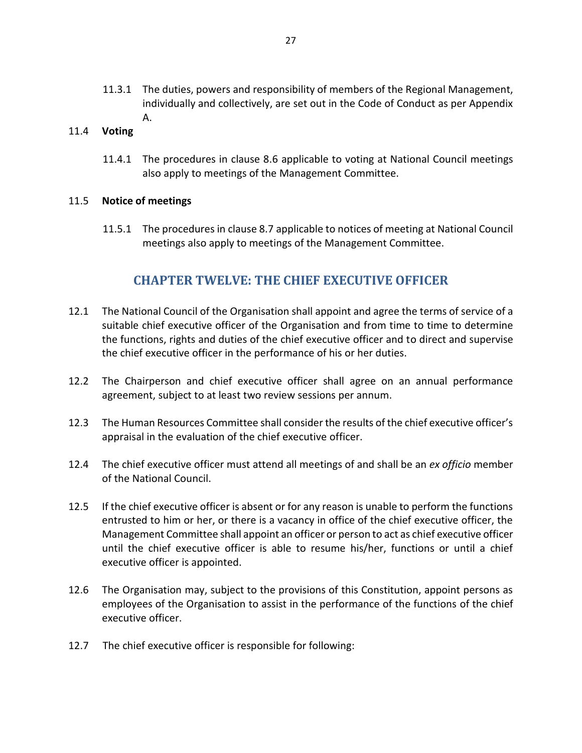11.3.1 The duties, powers and responsibility of members of the Regional Management, individually and collectively, are set out in the Code of Conduct as per Appendix A.

11.4 **Voting**

11.4.1 The procedures in clause 8.6 applicable to voting at National Council meetings also apply to meetings of the Management Committee.

11.5 **Notice of meetings**

11.5.1 The procedures in clause 8.7 applicable to notices of meeting at National Council meetings also apply to meetings of the Management Committee.

## CHAPTER TWELVE: THE CHIEF EXECUTIVE OFFICER

12.1 The National Council of the Organisation shall appoint and agree the terms of service of a suitable chief executive officer of the Organisation and from time to time to determine the functions, rights and duties of the chief executive officer and to direct and supervise the chief executive officer in the performance of his or her duties.

12.2 The Chairperson and chief executive officer shall agree on an annual performance agreement, subject to at least two review sessions per annum.

12.3 The Human Resources Committee shall consider the results of the chief executive officer's appraisal in the evaluation of the chief executive officer.

12.4 The chief executive officer must attend all meetings of and shall be an *ex officio* member of the National Council.

12.5 If the chief executive officer is absent or for any reason is unable to perform the functions entrusted to him or her, or there is a vacancy in office of the chief executive officer, the Management Committee shall appoint an officer or person to act as chief executive officer until the chief executive officer is able to resume his/her, functions or until a chief executive officer is appointed.

12.6 The Organisation may, subject to the provisions of this Constitution, appoint persons as employees of the Organisation to assist in the performance of the functions of the chief executive officer.

12.7 The chief executive officer is responsible for following: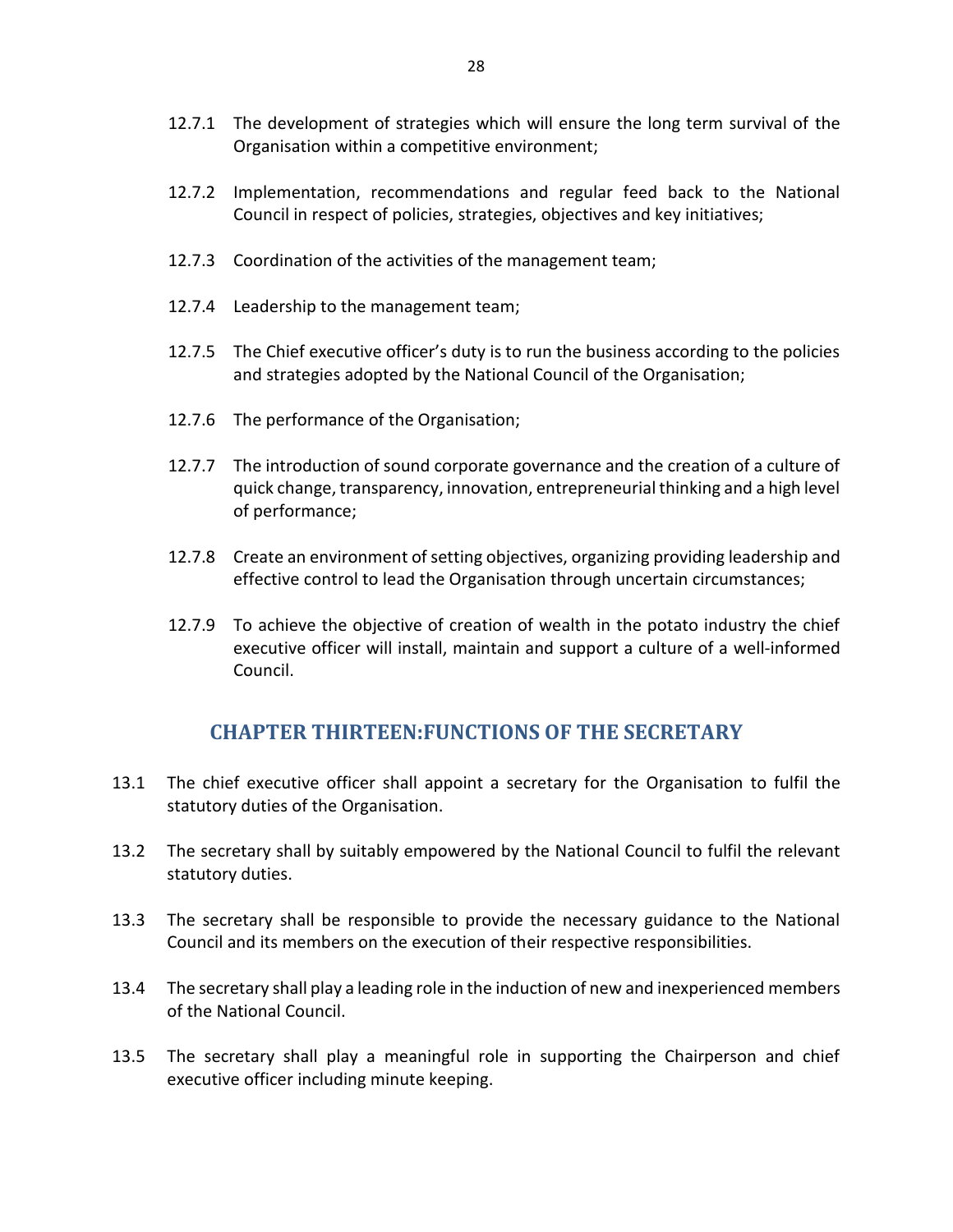12.7.1 The development of strategies which will ensure the long term survival of the Organisation within a competitive environment;

12.7.2 Implementation, recommendations and regular feed back to the National Council in respect of policies, strategies, objectives and key initiatives;

12.7.3 Coordination of the activities of the management team;

12.7.4 Leadership to the management team;

12.7.5 The Chief executive officer's duty is to run the business according to the policies and strategies adopted by the National Council of the Organisation;

12.7.6 The performance of the Organisation;

12.7.7 The introduction of sound corporate governance and the creation of a culture of quick change, transparency, innovation, entrepreneurial thinking and a high level of performance;

12.7.8 Create an environment of setting objectives, organizing providing leadership and effective control to lead the Organisation through uncertain circumstances;

12.7.9 To achieve the objective of creation of wealth in the potato industry the chief executive officer will install, maintain and support a culture of a well-informed Council.

## CHAPTER THIRTEEN:FUNCTIONS OF THE SECRETARY

13.1 The chief executive officer shall appoint a secretary for the Organisation to fulfil the statutory duties of the Organisation.

13.2 The secretary shall by suitably empowered by the National Council to fulfil the relevant statutory duties.

13.3 The secretary shall be responsible to provide the necessary guidance to the National Council and its members on the execution of their respective responsibilities.

13.4 The secretary shall play a leading role in the induction of new and inexperienced members of the National Council.

13.5 The secretary shall play a meaningful role in supporting the Chairperson and chief executive officer including minute keeping.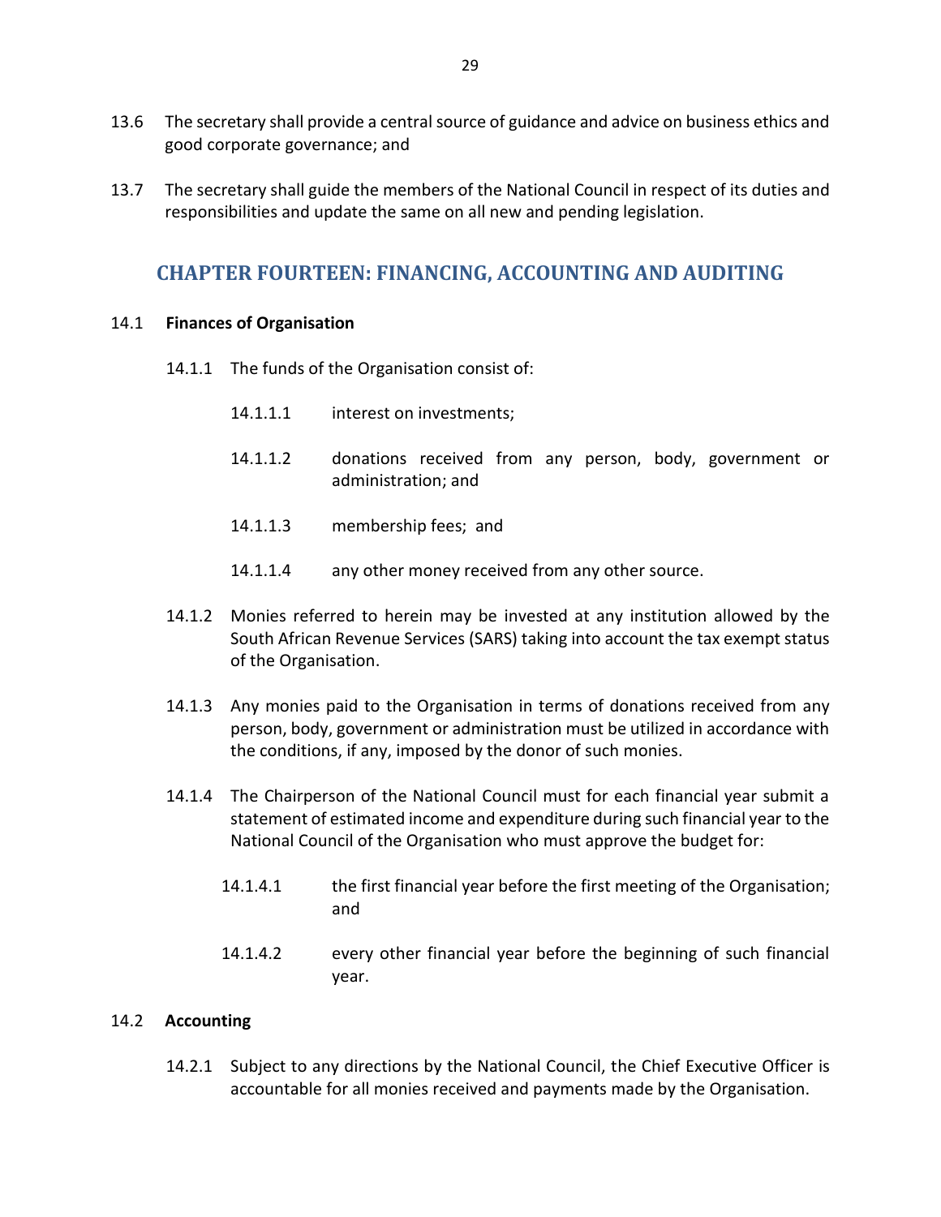13.6 The secretary shall provide a central source of guidance and advice on business ethics and good corporate governance; and

13.7 The secretary shall guide the members of the National Council in respect of its duties and responsibilities and update the same on all new and pending legislation.

## CHAPTER FOURTEEN: FINANCING, ACCOUNTING AND AUDITING

14.1 **Finances of Organisation**

14.1.1 The funds of the Organisation consist of:

14.1.1.1 interest on investments;

14.1.1.2 donations received from any person, body, government or administration; and

14.1.1.3 membership fees; and

14.1.1.4 any other money received from any other source.

14.1.2 Monies referred to herein may be invested at any institution allowed by the South African Revenue Services (SARS) taking into account the tax exempt status of the Organisation.

14.1.3 Any monies paid to the Organisation in terms of donations received from any person, body, government or administration must be utilized in accordance with the conditions, if any, imposed by the donor of such monies.

14.1.4 The Chairperson of the National Council must for each financial year submit a statement of estimated income and expenditure during such financial year to the National Council of the Organisation who must approve the budget for:

14.1.4.1 the first financial year before the first meeting of the Organisation; and

14.1.4.2 every other financial year before the beginning of such financial year.

14.2 **Accounting**

14.2.1 Subject to any directions by the National Council, the Chief Executive Officer is accountable for all monies received and payments made by the Organisation.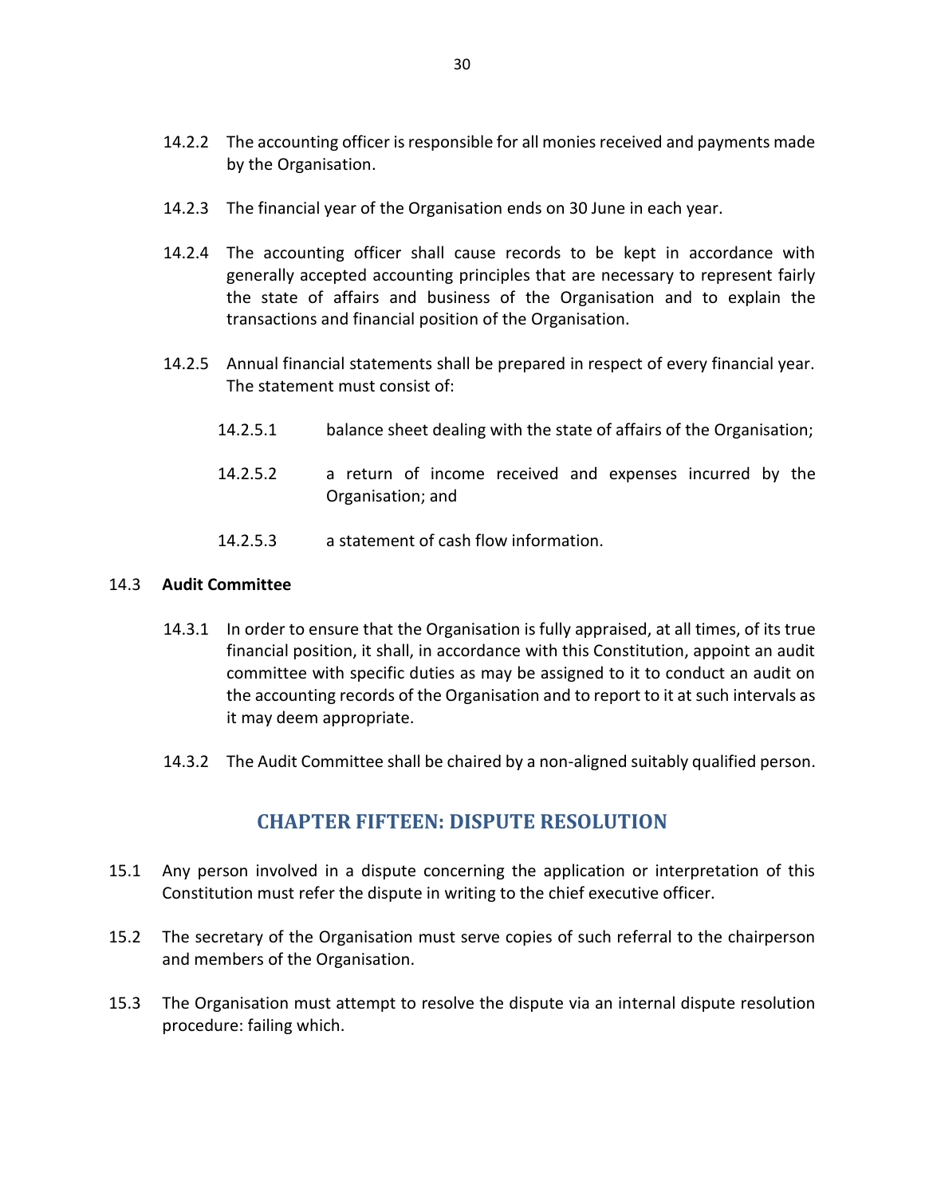14.2.2 The accounting officer is responsible for all monies received and payments made by the Organisation.

14.2.3 The financial year of the Organisation ends on 30 June in each year.

14.2.4 The accounting officer shall cause records to be kept in accordance with generally accepted accounting principles that are necessary to represent fairly the state of affairs and business of the Organisation and to explain the transactions and financial position of the Organisation.

14.2.5 Annual financial statements shall be prepared in respect of every financial year. The statement must consist of:

14.2.5.1 balance sheet dealing with the state of affairs of the Organisation;

14.2.5.2 a return of income received and expenses incurred by the Organisation; and

14.2.5.3 a statement of cash flow information.

14.3 **Audit Committee**

14.3.1 In order to ensure that the Organisation is fully appraised, at all times, of its true financial position, it shall, in accordance with this Constitution, appoint an audit committee with specific duties as may be assigned to it to conduct an audit on the accounting records of the Organisation and to report to it at such intervals as it may deem appropriate.

14.3.2 The Audit Committee shall be chaired by a non-aligned suitably qualified person.

## CHAPTER FIFTEEN: DISPUTE RESOLUTION

15.1 Any person involved in a dispute concerning the application or interpretation of this Constitution must refer the dispute in writing to the chief executive officer.

15.2 The secretary of the Organisation must serve copies of such referral to the chairperson and members of the Organisation.

15.3 The Organisation must attempt to resolve the dispute via an internal dispute resolution procedure: failing which.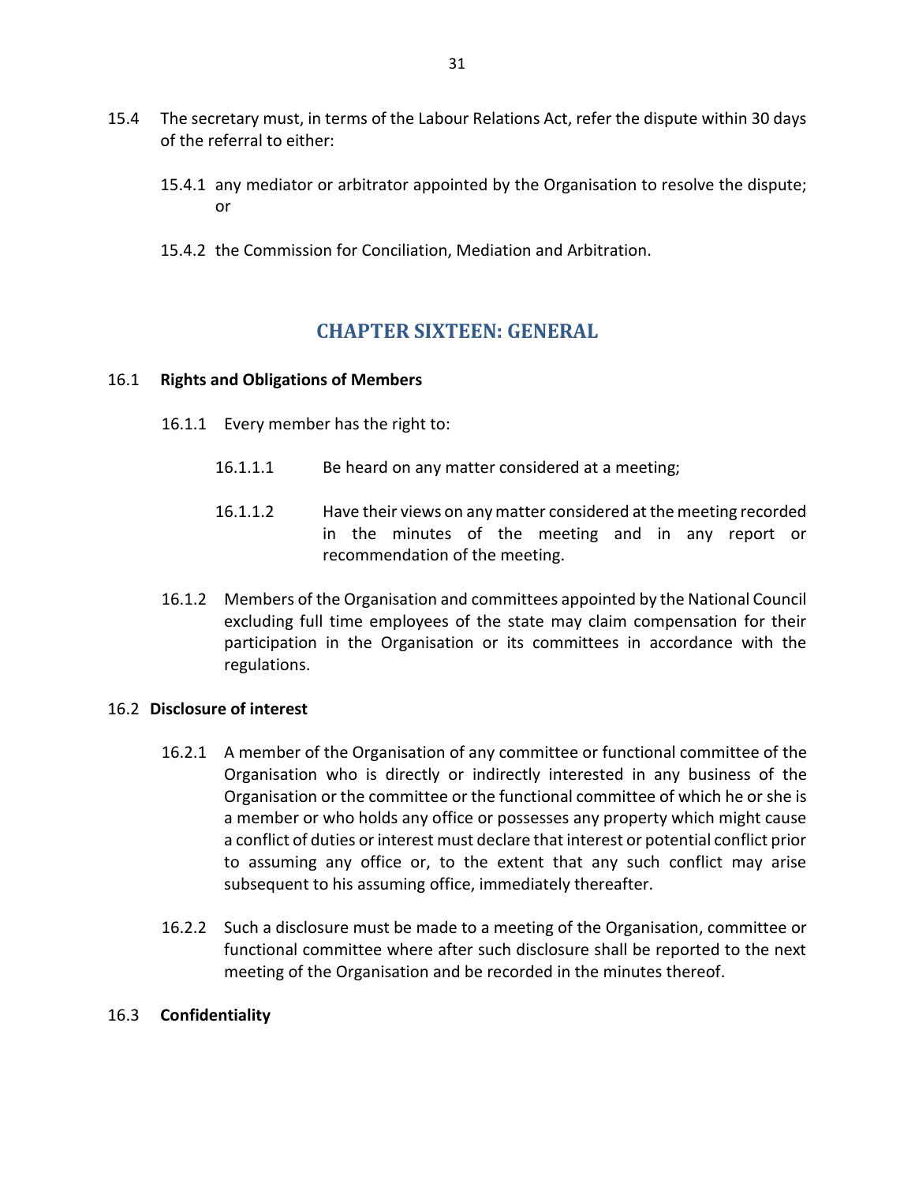15.4 The secretary must, in terms of the Labour Relations Act, refer the dispute within 30 days of the referral to either:

15.4.1 any mediator or arbitrator appointed by the Organisation to resolve the dispute; or

15.4.2 the Commission for Conciliation, Mediation and Arbitration.

## CHAPTER SIXTEEN: GENERAL

16.1 **Rights and Obligations of Members**

16.1.1 Every member has the right to:

16.1.1.1 Be heard on any matter considered at a meeting;

16.1.1.2 Have their views on any matter considered at the meeting recorded in the minutes of the meeting and in any report or recommendation of the meeting.

16.1.2 Members of the Organisation and committees appointed by the National Council excluding full time employees of the state may claim compensation for their participation in the Organisation or its committees in accordance with the regulations.

16.2 **Disclosure of interest**

16.2.1 A member of the Organisation of any committee or functional committee of the Organisation who is directly or indirectly interested in any business of the Organisation or the committee or the functional committee of which he or she is a member or who holds any office or possesses any property which might cause a conflict of duties or interest must declare that interest or potential conflict prior to assuming any office or, to the extent that any such conflict may arise subsequent to his assuming office, immediately thereafter.

16.2.2 Such a disclosure must be made to a meeting of the Organisation, committee or functional committee where after such disclosure shall be reported to the next meeting of the Organisation and be recorded in the minutes thereof.

16.3 **Confidentiality**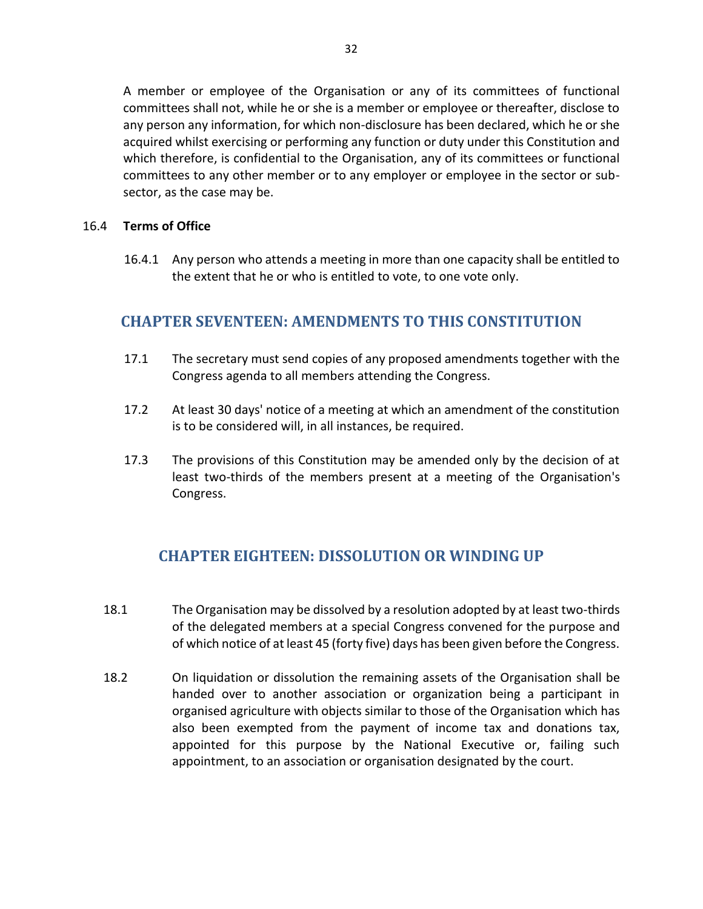A member or employee of the Organisation or any of its committees of functional committees shall not, while he or she is a member or employee or thereafter, disclose to any person any information, for which non-disclosure has been declared, which he or she acquired whilst exercising or performing any function or duty under this Constitution and which therefore, is confidential to the Organisation, any of its committees or functional committees to any other member or to any employer or employee in the sector or sub-sector, as the case may be.

16.4 **Terms of Office**

16.4.1 Any person who attends a meeting in more than one capacity shall be entitled to the extent that he or who is entitled to vote, to one vote only.

## CHAPTER SEVENTEEN: AMENDMENTS TO THIS CONSTITUTION

17.1 The secretary must send copies of any proposed amendments together with the Congress agenda to all members attending the Congress.

17.2 At least 30 days' notice of a meeting at which an amendment of the constitution is to be considered will, in all instances, be required.

17.3 The provisions of this Constitution may be amended only by the decision of at least two-thirds of the members present at a meeting of the Organisation's Congress.

## CHAPTER EIGHTEEN: DISSOLUTION OR WINDING UP

18.1 The Organisation may be dissolved by a resolution adopted by at least two-thirds of the delegated members at a special Congress convened for the purpose and of which notice of at least 45 (forty five) days has been given before the Congress.

18.2 On liquidation or dissolution the remaining assets of the Organisation shall be handed over to another association or organization being a participant in organised agriculture with objects similar to those of the Organisation which has also been exempted from the payment of income tax and donations tax, appointed for this purpose by the National Executive or, failing such appointment, to an association or organisation designated by the court.